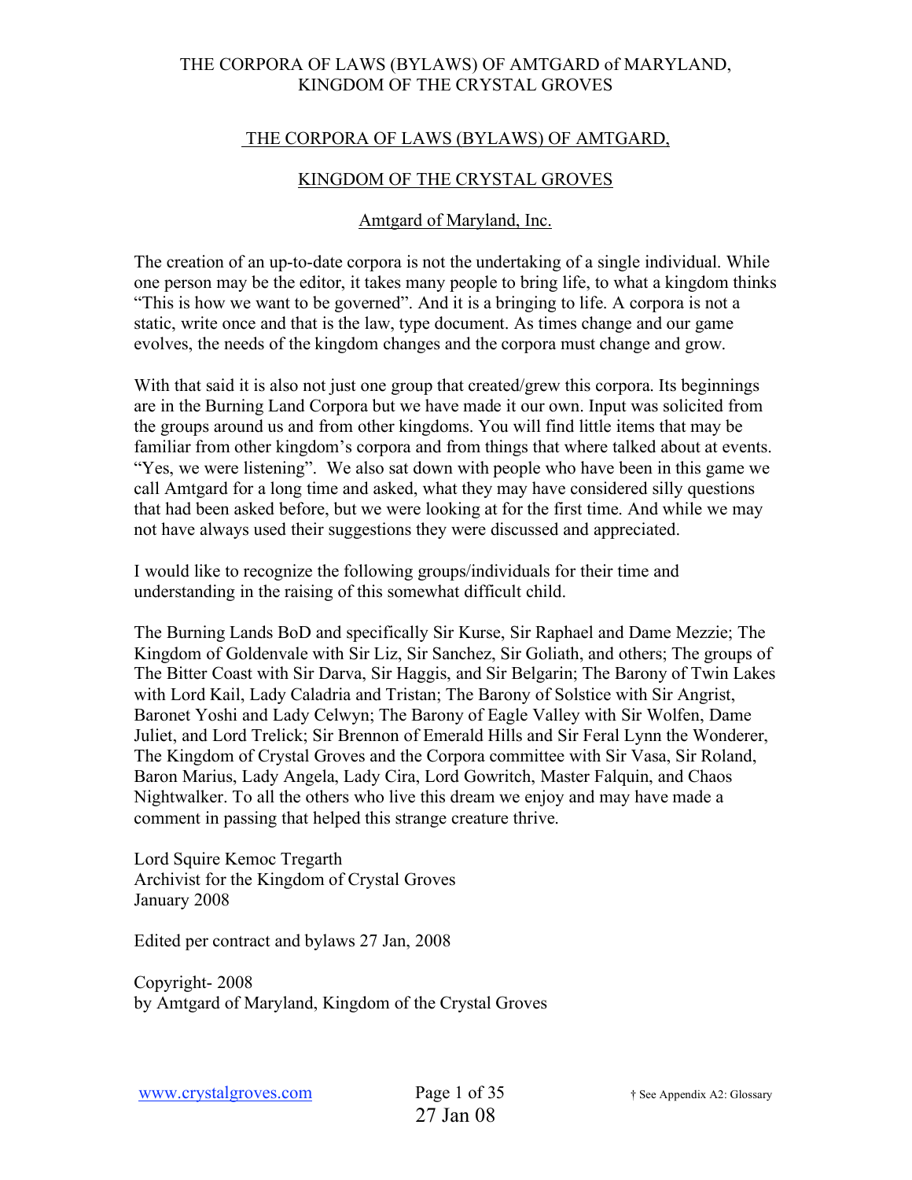## THE CORPORA OF LAWS (BYLAWS) OF AMTGARD,

## KINGDOM OF THE CRYSTAL GROVES

### Amtgard of Maryland, Inc.

The creation of an up-to-date corpora is not the undertaking of a single individual. While one person may be the editor, it takes many people to bring life, to what a kingdom thinks "This is how we want to be governed". And it is a bringing to life. A corpora is not a static, write once and that is the law, type document. As times change and our game evolves, the needs of the kingdom changes and the corpora must change and grow.

With that said it is also not just one group that created/grew this corpora. Its beginnings are in the Burning Land Corpora but we have made it our own. Input was solicited from the groups around us and from other kingdoms. You will find little items that may be familiar from other kingdom's corpora and from things that where talked about at events. "Yes, we were listening". We also sat down with people who have been in this game we call Amtgard for a long time and asked, what they may have considered silly questions that had been asked before, but we were looking at for the first time. And while we may not have always used their suggestions they were discussed and appreciated.

I would like to recognize the following groups/individuals for their time and understanding in the raising of this somewhat difficult child.

The Burning Lands BoD and specifically Sir Kurse, Sir Raphael and Dame Mezzie; The Kingdom of Goldenvale with Sir Liz, Sir Sanchez, Sir Goliath, and others; The groups of The Bitter Coast with Sir Darva, Sir Haggis, and Sir Belgarin; The Barony of Twin Lakes with Lord Kail, Lady Caladria and Tristan; The Barony of Solstice with Sir Angrist, Baronet Yoshi and Lady Celwyn; The Barony of Eagle Valley with Sir Wolfen, Dame Juliet, and Lord Trelick; Sir Brennon of Emerald Hills and Sir Feral Lynn the Wonderer, The Kingdom of Crystal Groves and the Corpora committee with Sir Vasa, Sir Roland, Baron Marius, Lady Angela, Lady Cira, Lord Gowritch, Master Falquin, and Chaos Nightwalker. To all the others who live this dream we enjoy and may have made a comment in passing that helped this strange creature thrive.

Lord Squire Kemoc Tregarth
Archivist for the Kingdom of Crystal Groves
January 2008

Edited per contract and bylaws 27 Jan, 2008

Copyright- 2008
by Amtgard of Maryland, Kingdom of the Crystal Groves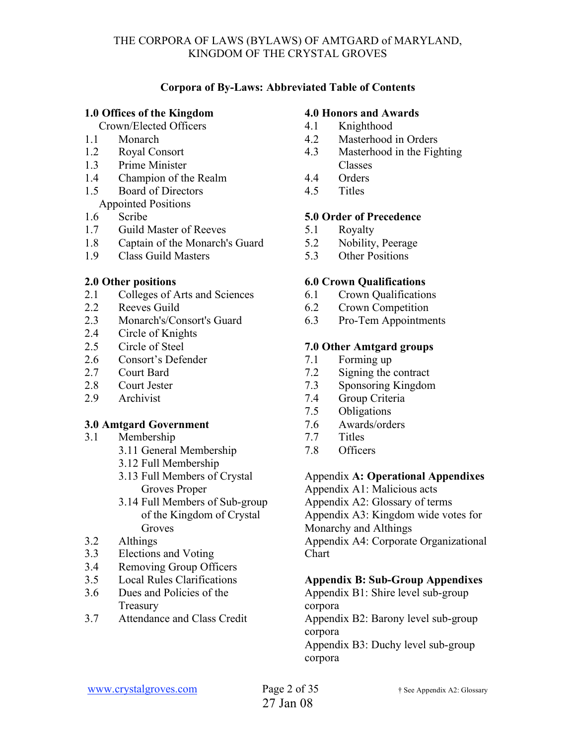THE CORPORA OF LAWS (BYLAWS) OF AMTGARD of MARYLAND, KINGDOM OF THE CRYSTAL GROVES

## Corpora of By-Laws: Abbreviated Table of Contents

**1.0 Offices of the Kingdom**

Crown/Elected Officers

- 1.1 Monarch
- 1.2 Royal Consort
- 1.3 Prime Minister
- 1.4 Champion of the Realm
- 1.5 Board of Directors

Appointed Positions

- 1.6 Scribe
- 1.7 Guild Master of Reeves
- 1.8 Captain of the Monarch's Guard
- 1.9 Class Guild Masters

**2.0 Other positions**

- 2.1 Colleges of Arts and Sciences
- 2.2 Reeves Guild
- 2.3 Monarch's/Consort's Guard
- 2.4 Circle of Knights
- 2.5 Circle of Steel
- 2.6 Consort's Defender
- 2.7 Court Bard
- 2.8 Court Jester
- 2.9 Archivist

**3.0 Amtgard Government**

- 3.1 Membership
  - 3.11 General Membership
  - 3.12 Full Membership
  - 3.13 Full Members of Crystal Groves Proper
  - 3.14 Full Members of Sub-group of the Kingdom of Crystal Groves
- 3.2 Althings
- 3.3 Elections and Voting
- 3.4 Removing Group Officers
- 3.5 Local Rules Clarifications
- 3.6 Dues and Policies of the Treasury
- 3.7 Attendance and Class Credit

**4.0 Honors and Awards**

- 4.1 Knighthood
- 4.2 Masterhood in Orders
- 4.3 Masterhood in the Fighting Classes
- 4.4 Orders
- 4.5 Titles

**5.0 Order of Precedence**

- 5.1 Royalty
- 5.2 Nobility, Peerage
- 5.3 Other Positions

**6.0 Crown Qualifications**

- 6.1 Crown Qualifications
- 6.2 Crown Competition
- 6.3 Pro-Tem Appointments

**7.0 Other Amtgard groups**

- 7.1 Forming up
- 7.2 Signing the contract
- 7.3 Sponsoring Kingdom
- 7.4 Group Criteria
- 7.5 Obligations
- 7.6 Awards/orders
- 7.7 Titles
- 7.8 Officers

Appendix **A: Operational Appendixes**

- Appendix A1: Malicious acts
- Appendix A2: Glossary of terms
- Appendix A3: Kingdom wide votes for Monarchy and Althings
- Appendix A4: Corporate Organizational Chart

**Appendix B: Sub-Group Appendixes**

- Appendix B1: Shire level sub-group corpora
- Appendix B2: Barony level sub-group corpora
- Appendix B3: Duchy level sub-group corpora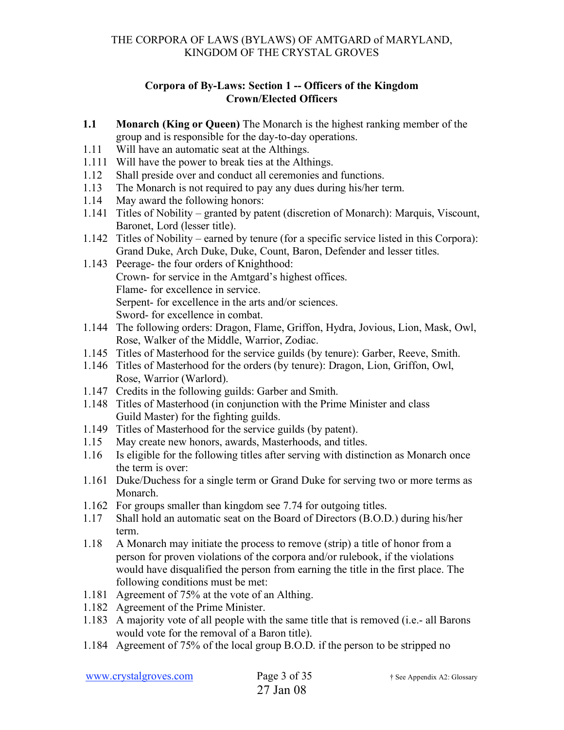THE CORPORA OF LAWS (BYLAWS) OF AMTGARD of MARYLAND, KINGDOM OF THE CRYSTAL GROVES

## Corpora of By-Laws: Section 1 -- Officers of the Kingdom
## Crown/Elected Officers

**1.1 Monarch (King or Queen)** The Monarch is the highest ranking member of the group and is responsible for the day-to-day operations.

1.11 Will have an automatic seat at the Althings.

1.111 Will have the power to break ties at the Althings.

1.12 Shall preside over and conduct all ceremonies and functions.

1.13 The Monarch is not required to pay any dues during his/her term.

1.14 May award the following honors:

1.141 Titles of Nobility – granted by patent (discretion of Monarch): Marquis, Viscount, Baronet, Lord (lesser title).

1.142 Titles of Nobility – earned by tenure (for a specific service listed in this Corpora): Grand Duke, Arch Duke, Duke, Count, Baron, Defender and lesser titles.

1.143 Peerage- the four orders of Knighthood:
Crown- for service in the Amtgard's highest offices.
Flame- for excellence in service.
Serpent- for excellence in the arts and/or sciences.
Sword- for excellence in combat.

1.144 The following orders: Dragon, Flame, Griffon, Hydra, Jovious, Lion, Mask, Owl, Rose, Walker of the Middle, Warrior, Zodiac.

1.145 Titles of Masterhood for the service guilds (by tenure): Garber, Reeve, Smith.

1.146 Titles of Masterhood for the orders (by tenure): Dragon, Lion, Griffon, Owl, Rose, Warrior (Warlord).

1.147 Credits in the following guilds: Garber and Smith.

1.148 Titles of Masterhood (in conjunction with the Prime Minister and class Guild Master) for the fighting guilds.

1.149 Titles of Masterhood for the service guilds (by patent).

1.15 May create new honors, awards, Masterhoods, and titles.

1.16 Is eligible for the following titles after serving with distinction as Monarch once the term is over:

1.161 Duke/Duchess for a single term or Grand Duke for serving two or more terms as Monarch.

1.162 For groups smaller than kingdom see 7.74 for outgoing titles.

1.17 Shall hold an automatic seat on the Board of Directors (B.O.D.) during his/her term.

1.18 A Monarch may initiate the process to remove (strip) a title of honor from a person for proven violations of the corpora and/or rulebook, if the violations would have disqualified the person from earning the title in the first place. The following conditions must be met:

1.181 Agreement of 75% at the vote of an Althing.

1.182 Agreement of the Prime Minister.

1.183 A majority vote of all people with the same title that is removed (i.e.- all Barons would vote for the removal of a Baron title).

1.184 Agreement of 75% of the local group B.O.D. if the person to be stripped no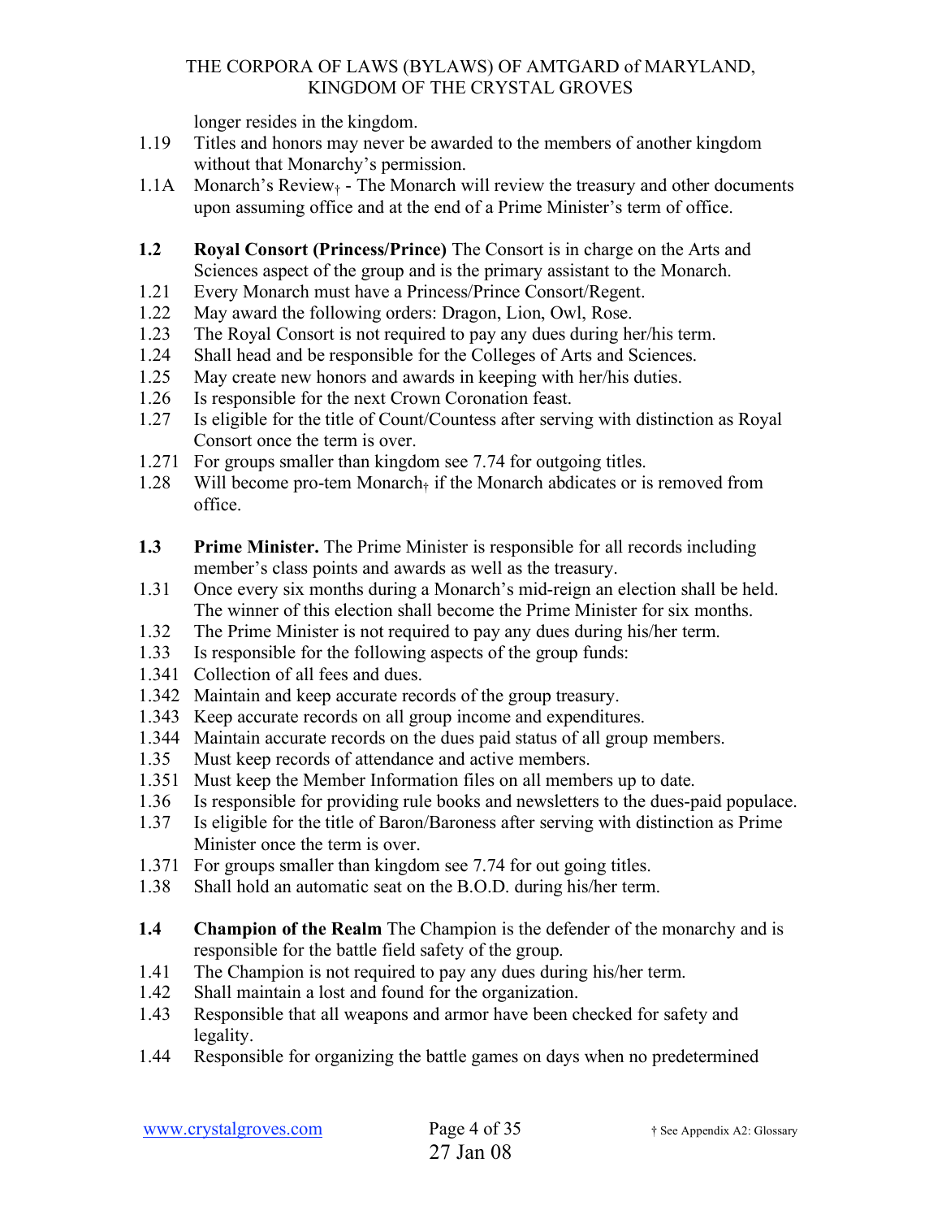longer resides in the kingdom.

1.19 Titles and honors may never be awarded to the members of another kingdom without that Monarchy's permission.

1.1A Monarch's Review† - The Monarch will review the treasury and other documents upon assuming office and at the end of a Prime Minister's term of office.

**1.2 Royal Consort (Princess/Prince)** The Consort is in charge on the Arts and Sciences aspect of the group and is the primary assistant to the Monarch.

1.21 Every Monarch must have a Princess/Prince Consort/Regent.

1.22 May award the following orders: Dragon, Lion, Owl, Rose.

1.23 The Royal Consort is not required to pay any dues during her/his term.

1.24 Shall head and be responsible for the Colleges of Arts and Sciences.

1.25 May create new honors and awards in keeping with her/his duties.

1.26 Is responsible for the next Crown Coronation feast.

1.27 Is eligible for the title of Count/Countess after serving with distinction as Royal Consort once the term is over.

1.271 For groups smaller than kingdom see 7.74 for outgoing titles.

1.28 Will become pro-tem Monarch† if the Monarch abdicates or is removed from office.

**1.3 Prime Minister.** The Prime Minister is responsible for all records including member's class points and awards as well as the treasury.

1.31 Once every six months during a Monarch's mid-reign an election shall be held. The winner of this election shall become the Prime Minister for six months.

1.32 The Prime Minister is not required to pay any dues during his/her term.

1.33 Is responsible for the following aspects of the group funds:

1.341 Collection of all fees and dues.

1.342 Maintain and keep accurate records of the group treasury.

1.343 Keep accurate records on all group income and expenditures.

1.344 Maintain accurate records on the dues paid status of all group members.

1.35 Must keep records of attendance and active members.

1.351 Must keep the Member Information files on all members up to date.

1.36 Is responsible for providing rule books and newsletters to the dues-paid populace.

1.37 Is eligible for the title of Baron/Baroness after serving with distinction as Prime Minister once the term is over.

1.371 For groups smaller than kingdom see 7.74 for out going titles.

1.38 Shall hold an automatic seat on the B.O.D. during his/her term.

**1.4 Champion of the Realm** The Champion is the defender of the monarchy and is responsible for the battle field safety of the group.

1.41 The Champion is not required to pay any dues during his/her term.

1.42 Shall maintain a lost and found for the organization.

1.43 Responsible that all weapons and armor have been checked for safety and legality.

1.44 Responsible for organizing the battle games on days when no predetermined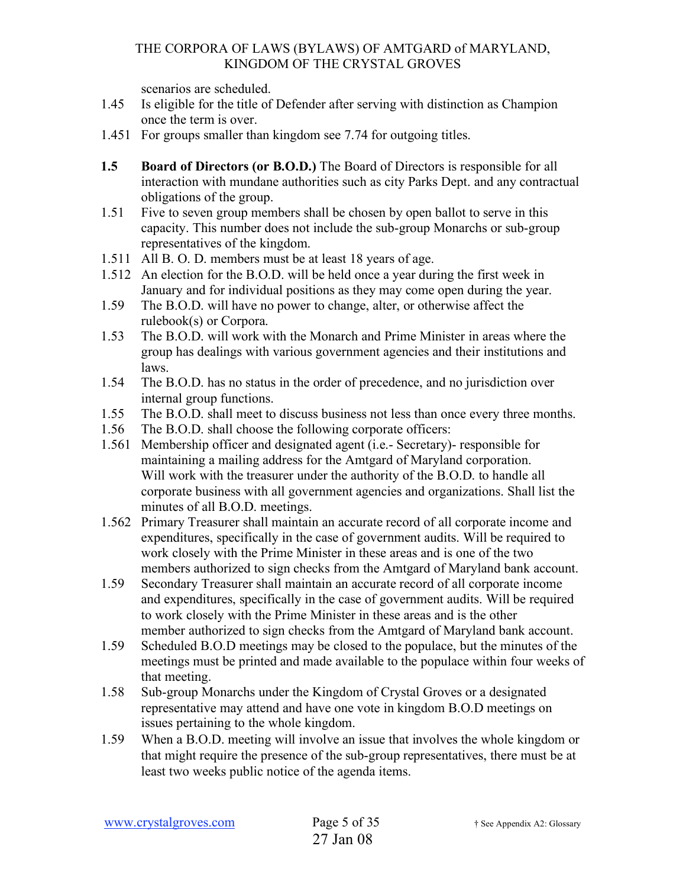scenarios are scheduled.

1.45 Is eligible for the title of Defender after serving with distinction as Champion once the term is over.

1.451 For groups smaller than kingdom see 7.74 for outgoing titles.

**1.5 Board of Directors (or B.O.D.)** The Board of Directors is responsible for all interaction with mundane authorities such as city Parks Dept. and any contractual obligations of the group.

1.51 Five to seven group members shall be chosen by open ballot to serve in this capacity. This number does not include the sub-group Monarchs or sub-group representatives of the kingdom.

1.511 All B. O. D. members must be at least 18 years of age.

1.512 An election for the B.O.D. will be held once a year during the first week in January and for individual positions as they may come open during the year.

1.59 The B.O.D. will have no power to change, alter, or otherwise affect the rulebook(s) or Corpora.

1.53 The B.O.D. will work with the Monarch and Prime Minister in areas where the group has dealings with various government agencies and their institutions and laws.

1.54 The B.O.D. has no status in the order of precedence, and no jurisdiction over internal group functions.

1.55 The B.O.D. shall meet to discuss business not less than once every three months.

1.56 The B.O.D. shall choose the following corporate officers:

1.561 Membership officer and designated agent (i.e.- Secretary)- responsible for maintaining a mailing address for the Amtgard of Maryland corporation. Will work with the treasurer under the authority of the B.O.D. to handle all corporate business with all government agencies and organizations. Shall list the minutes of all B.O.D. meetings.

1.562 Primary Treasurer shall maintain an accurate record of all corporate income and expenditures, specifically in the case of government audits. Will be required to work closely with the Prime Minister in these areas and is one of the two members authorized to sign checks from the Amtgard of Maryland bank account.

1.59 Secondary Treasurer shall maintain an accurate record of all corporate income and expenditures, specifically in the case of government audits. Will be required to work closely with the Prime Minister in these areas and is the other member authorized to sign checks from the Amtgard of Maryland bank account.

1.59 Scheduled B.O.D meetings may be closed to the populace, but the minutes of the meetings must be printed and made available to the populace within four weeks of that meeting.

1.58 Sub-group Monarchs under the Kingdom of Crystal Groves or a designated representative may attend and have one vote in kingdom B.O.D meetings on issues pertaining to the whole kingdom.

1.59 When a B.O.D. meeting will involve an issue that involves the whole kingdom or that might require the presence of the sub-group representatives, there must be at least two weeks public notice of the agenda items.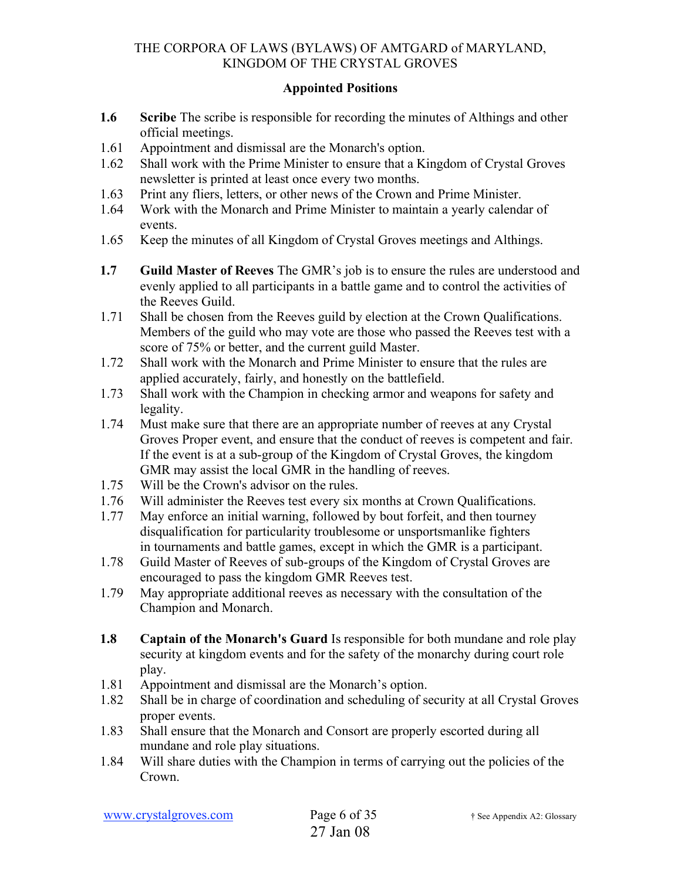## Appointed Positions

**1.6 Scribe** The scribe is responsible for recording the minutes of Althings and other official meetings.

1.61 Appointment and dismissal are the Monarch's option.

1.62 Shall work with the Prime Minister to ensure that a Kingdom of Crystal Groves newsletter is printed at least once every two months.

1.63 Print any fliers, letters, or other news of the Crown and Prime Minister.

1.64 Work with the Monarch and Prime Minister to maintain a yearly calendar of events.

1.65 Keep the minutes of all Kingdom of Crystal Groves meetings and Althings.

**1.7 Guild Master of Reeves** The GMR's job is to ensure the rules are understood and evenly applied to all participants in a battle game and to control the activities of the Reeves Guild.

1.71 Shall be chosen from the Reeves guild by election at the Crown Qualifications. Members of the guild who may vote are those who passed the Reeves test with a score of 75% or better, and the current guild Master.

1.72 Shall work with the Monarch and Prime Minister to ensure that the rules are applied accurately, fairly, and honestly on the battlefield.

1.73 Shall work with the Champion in checking armor and weapons for safety and legality.

1.74 Must make sure that there are an appropriate number of reeves at any Crystal Groves Proper event, and ensure that the conduct of reeves is competent and fair. If the event is at a sub-group of the Kingdom of Crystal Groves, the kingdom GMR may assist the local GMR in the handling of reeves.

1.75 Will be the Crown's advisor on the rules.

1.76 Will administer the Reeves test every six months at Crown Qualifications.

1.77 May enforce an initial warning, followed by bout forfeit, and then tourney disqualification for particularity troublesome or unsportsmanlike fighters in tournaments and battle games, except in which the GMR is a participant.

1.78 Guild Master of Reeves of sub-groups of the Kingdom of Crystal Groves are encouraged to pass the kingdom GMR Reeves test.

1.79 May appropriate additional reeves as necessary with the consultation of the Champion and Monarch.

**1.8 Captain of the Monarch's Guard** Is responsible for both mundane and role play security at kingdom events and for the safety of the monarchy during court role play.

1.81 Appointment and dismissal are the Monarch's option.

1.82 Shall be in charge of coordination and scheduling of security at all Crystal Groves proper events.

1.83 Shall ensure that the Monarch and Consort are properly escorted during all mundane and role play situations.

1.84 Will share duties with the Champion in terms of carrying out the policies of the Crown.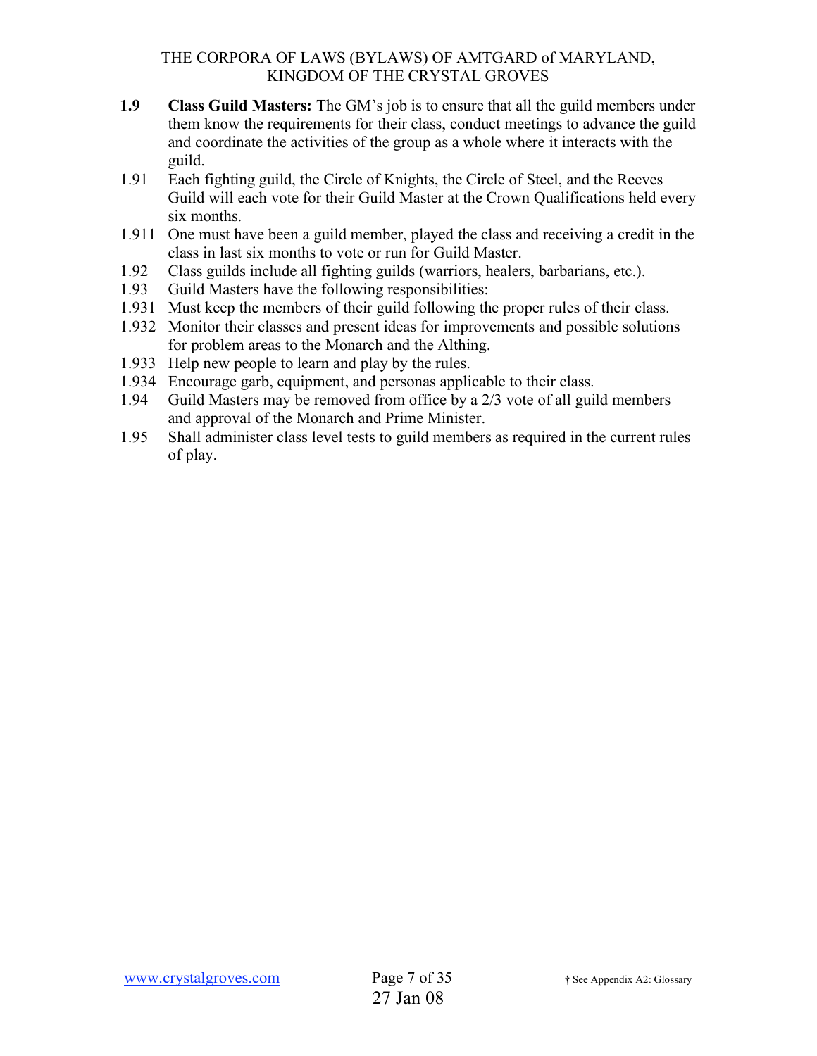**1.9 Class Guild Masters:** The GM's job is to ensure that all the guild members under them know the requirements for their class, conduct meetings to advance the guild and coordinate the activities of the group as a whole where it interacts with the guild.

1.91 Each fighting guild, the Circle of Knights, the Circle of Steel, and the Reeves Guild will each vote for their Guild Master at the Crown Qualifications held every six months.

1.911 One must have been a guild member, played the class and receiving a credit in the class in last six months to vote or run for Guild Master.

1.92 Class guilds include all fighting guilds (warriors, healers, barbarians, etc.).

1.93 Guild Masters have the following responsibilities:

1.931 Must keep the members of their guild following the proper rules of their class.

1.932 Monitor their classes and present ideas for improvements and possible solutions for problem areas to the Monarch and the Althing.

1.933 Help new people to learn and play by the rules.

1.934 Encourage garb, equipment, and personas applicable to their class.

1.94 Guild Masters may be removed from office by a 2/3 vote of all guild members and approval of the Monarch and Prime Minister.

1.95 Shall administer class level tests to guild members as required in the current rules of play.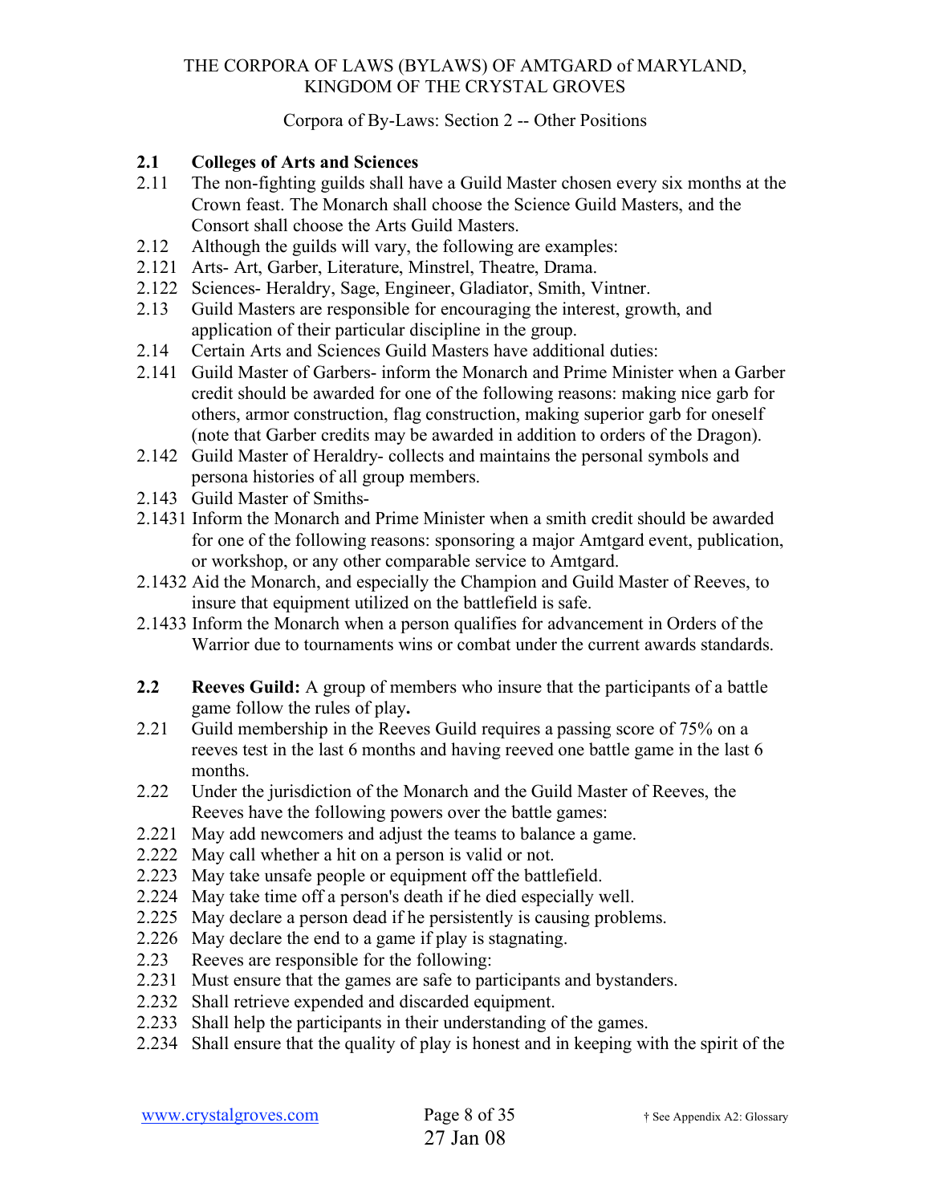THE CORPORA OF LAWS (BYLAWS) OF AMTGARD of MARYLAND, KINGDOM OF THE CRYSTAL GROVES

Corpora of By-Laws: Section 2 -- Other Positions

**2.1 Colleges of Arts and Sciences**

2.11 The non-fighting guilds shall have a Guild Master chosen every six months at the Crown feast. The Monarch shall choose the Science Guild Masters, and the Consort shall choose the Arts Guild Masters.

2.12 Although the guilds will vary, the following are examples:

2.121 Arts- Art, Garber, Literature, Minstrel, Theatre, Drama.

2.122 Sciences- Heraldry, Sage, Engineer, Gladiator, Smith, Vintner.

2.13 Guild Masters are responsible for encouraging the interest, growth, and application of their particular discipline in the group.

2.14 Certain Arts and Sciences Guild Masters have additional duties:

2.141 Guild Master of Garbers- inform the Monarch and Prime Minister when a Garber credit should be awarded for one of the following reasons: making nice garb for others, armor construction, flag construction, making superior garb for oneself (note that Garber credits may be awarded in addition to orders of the Dragon).

2.142 Guild Master of Heraldry- collects and maintains the personal symbols and persona histories of all group members.

2.143 Guild Master of Smiths-

2.1431 Inform the Monarch and Prime Minister when a smith credit should be awarded for one of the following reasons: sponsoring a major Amtgard event, publication, or workshop, or any other comparable service to Amtgard.

2.1432 Aid the Monarch, and especially the Champion and Guild Master of Reeves, to insure that equipment utilized on the battlefield is safe.

2.1433 Inform the Monarch when a person qualifies for advancement in Orders of the Warrior due to tournaments wins or combat under the current awards standards.

**2.2 Reeves Guild:** A group of members who insure that the participants of a battle game follow the rules of play**.**

2.21 Guild membership in the Reeves Guild requires a passing score of 75% on a reeves test in the last 6 months and having reeved one battle game in the last 6 months.

2.22 Under the jurisdiction of the Monarch and the Guild Master of Reeves, the Reeves have the following powers over the battle games:

2.221 May add newcomers and adjust the teams to balance a game.

2.222 May call whether a hit on a person is valid or not.

2.223 May take unsafe people or equipment off the battlefield.

2.224 May take time off a person's death if he died especially well.

2.225 May declare a person dead if he persistently is causing problems.

2.226 May declare the end to a game if play is stagnating.

2.23 Reeves are responsible for the following:

2.231 Must ensure that the games are safe to participants and bystanders.

2.232 Shall retrieve expended and discarded equipment.

2.233 Shall help the participants in their understanding of the games.

2.234 Shall ensure that the quality of play is honest and in keeping with the spirit of the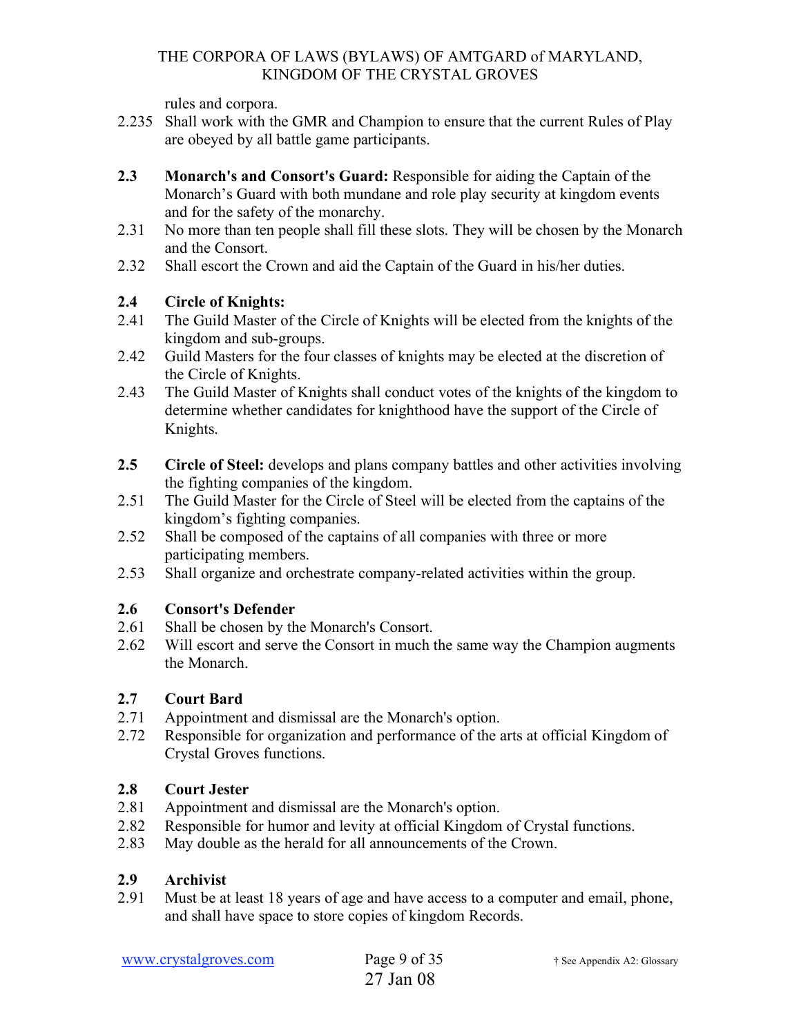rules and corpora.

2.235 Shall work with the GMR and Champion to ensure that the current Rules of Play are obeyed by all battle game participants.

**2.3 Monarch's and Consort's Guard:** Responsible for aiding the Captain of the Monarch's Guard with both mundane and role play security at kingdom events and for the safety of the monarchy.

2.31 No more than ten people shall fill these slots. They will be chosen by the Monarch and the Consort.

2.32 Shall escort the Crown and aid the Captain of the Guard in his/her duties.

**2.4 Circle of Knights:**

2.41 The Guild Master of the Circle of Knights will be elected from the knights of the kingdom and sub-groups.

2.42 Guild Masters for the four classes of knights may be elected at the discretion of the Circle of Knights.

2.43 The Guild Master of Knights shall conduct votes of the knights of the kingdom to determine whether candidates for knighthood have the support of the Circle of Knights.

**2.5 Circle of Steel:** develops and plans company battles and other activities involving the fighting companies of the kingdom.

2.51 The Guild Master for the Circle of Steel will be elected from the captains of the kingdom's fighting companies.

2.52 Shall be composed of the captains of all companies with three or more participating members.

2.53 Shall organize and orchestrate company-related activities within the group.

**2.6 Consort's Defender**

2.61 Shall be chosen by the Monarch's Consort.

2.62 Will escort and serve the Consort in much the same way the Champion augments the Monarch.

**2.7 Court Bard**

2.71 Appointment and dismissal are the Monarch's option.

2.72 Responsible for organization and performance of the arts at official Kingdom of Crystal Groves functions.

**2.8 Court Jester**

2.81 Appointment and dismissal are the Monarch's option.

2.82 Responsible for humor and levity at official Kingdom of Crystal functions.

2.83 May double as the herald for all announcements of the Crown.

**2.9 Archivist**

2.91 Must be at least 18 years of age and have access to a computer and email, phone, and shall have space to store copies of kingdom Records.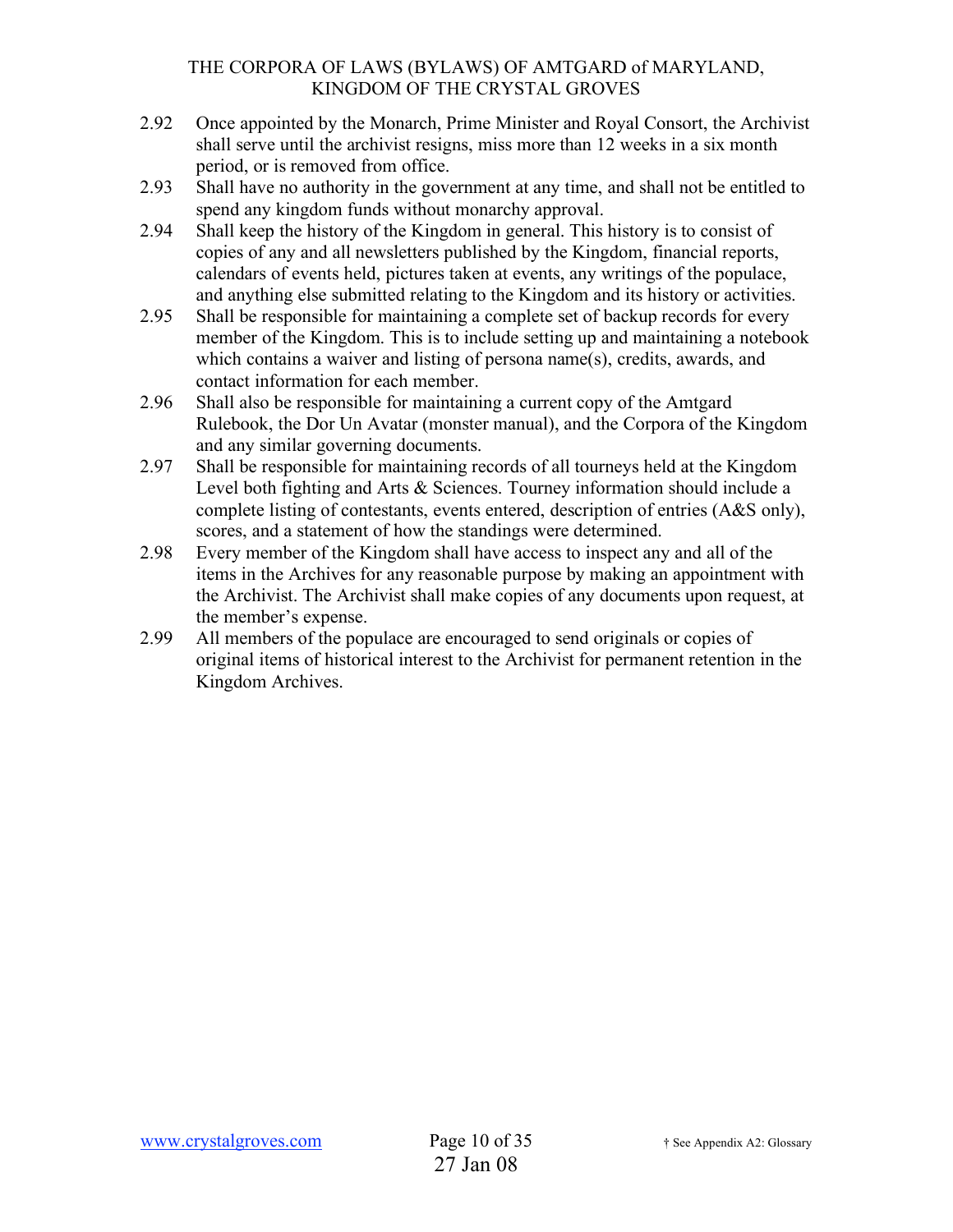2.92 Once appointed by the Monarch, Prime Minister and Royal Consort, the Archivist shall serve until the archivist resigns, miss more than 12 weeks in a six month period, or is removed from office.

2.93 Shall have no authority in the government at any time, and shall not be entitled to spend any kingdom funds without monarchy approval.

2.94 Shall keep the history of the Kingdom in general. This history is to consist of copies of any and all newsletters published by the Kingdom, financial reports, calendars of events held, pictures taken at events, any writings of the populace, and anything else submitted relating to the Kingdom and its history or activities.

2.95 Shall be responsible for maintaining a complete set of backup records for every member of the Kingdom. This is to include setting up and maintaining a notebook which contains a waiver and listing of persona name(s), credits, awards, and contact information for each member.

2.96 Shall also be responsible for maintaining a current copy of the Amtgard Rulebook, the Dor Un Avatar (monster manual), and the Corpora of the Kingdom and any similar governing documents.

2.97 Shall be responsible for maintaining records of all tourneys held at the Kingdom Level both fighting and Arts & Sciences. Tourney information should include a complete listing of contestants, events entered, description of entries (A&S only), scores, and a statement of how the standings were determined.

2.98 Every member of the Kingdom shall have access to inspect any and all of the items in the Archives for any reasonable purpose by making an appointment with the Archivist. The Archivist shall make copies of any documents upon request, at the member's expense.

2.99 All members of the populace are encouraged to send originals or copies of original items of historical interest to the Archivist for permanent retention in the Kingdom Archives.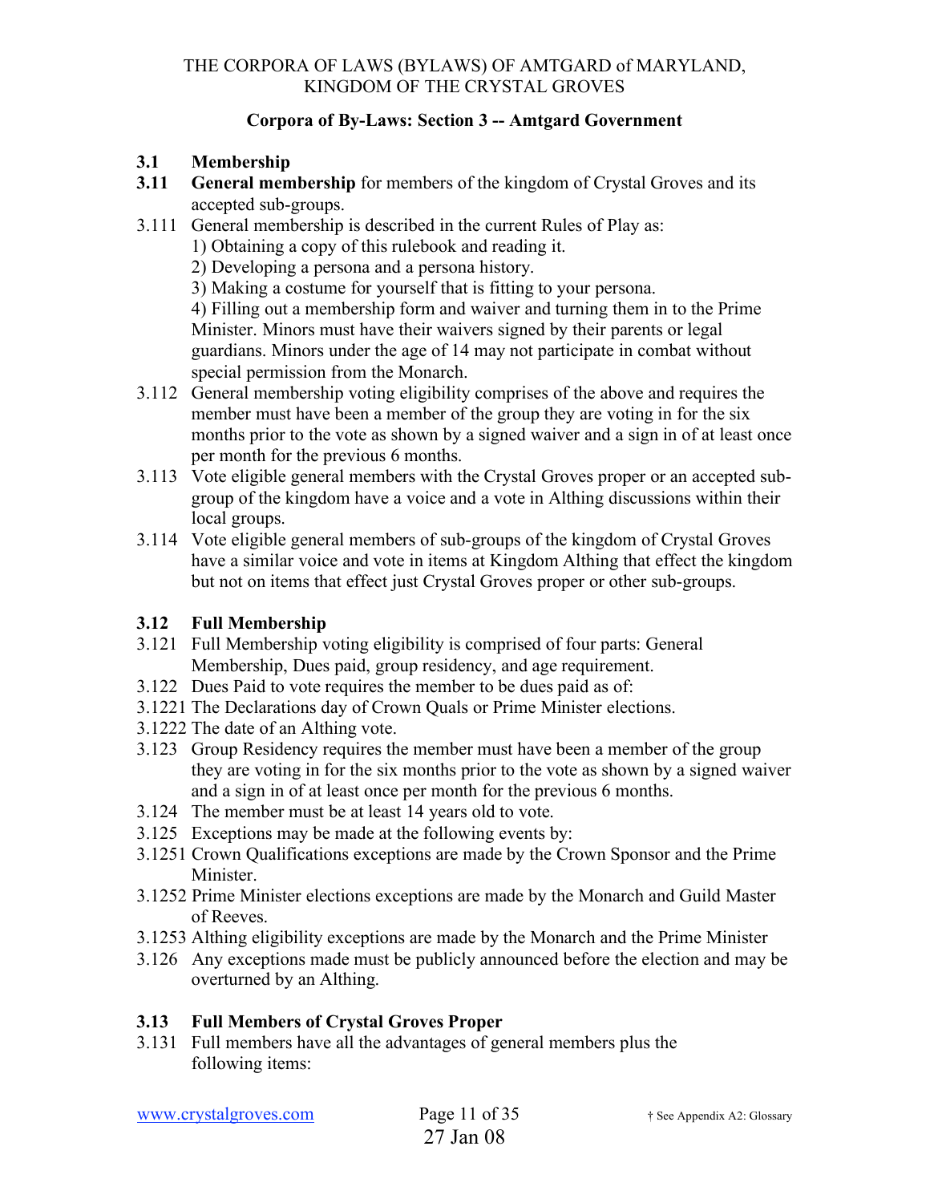THE CORPORA OF LAWS (BYLAWS) OF AMTGARD of MARYLAND, KINGDOM OF THE CRYSTAL GROVES

## Corpora of By-Laws: Section 3 -- Amtgard Government

### 3.1 Membership

**3.11 General membership** for members of the kingdom of Crystal Groves and its accepted sub-groups.

3.111 General membership is described in the current Rules of Play as:
1) Obtaining a copy of this rulebook and reading it.
2) Developing a persona and a persona history.
3) Making a costume for yourself that is fitting to your persona.
4) Filling out a membership form and waiver and turning them in to the Prime Minister. Minors must have their waivers signed by their parents or legal guardians. Minors under the age of 14 may not participate in combat without special permission from the Monarch.

3.112 General membership voting eligibility comprises of the above and requires the member must have been a member of the group they are voting in for the six months prior to the vote as shown by a signed waiver and a sign in of at least once per month for the previous 6 months.

3.113 Vote eligible general members with the Crystal Groves proper or an accepted sub-group of the kingdom have a voice and a vote in Althing discussions within their local groups.

3.114 Vote eligible general members of sub-groups of the kingdom of Crystal Groves have a similar voice and vote in items at Kingdom Althing that effect the kingdom but not on items that effect just Crystal Groves proper or other sub-groups.

### 3.12 Full Membership

3.121 Full Membership voting eligibility is comprised of four parts: General Membership, Dues paid, group residency, and age requirement.

3.122 Dues Paid to vote requires the member to be dues paid as of:

3.1221 The Declarations day of Crown Quals or Prime Minister elections.

3.1222 The date of an Althing vote.

3.123 Group Residency requires the member must have been a member of the group they are voting in for the six months prior to the vote as shown by a signed waiver and a sign in of at least once per month for the previous 6 months.

3.124 The member must be at least 14 years old to vote.

3.125 Exceptions may be made at the following events by:

3.1251 Crown Qualifications exceptions are made by the Crown Sponsor and the Prime Minister.

3.1252 Prime Minister elections exceptions are made by the Monarch and Guild Master of Reeves.

3.1253 Althing eligibility exceptions are made by the Monarch and the Prime Minister

3.126 Any exceptions made must be publicly announced before the election and may be overturned by an Althing.

### 3.13 Full Members of Crystal Groves Proper

3.131 Full members have all the advantages of general members plus the following items: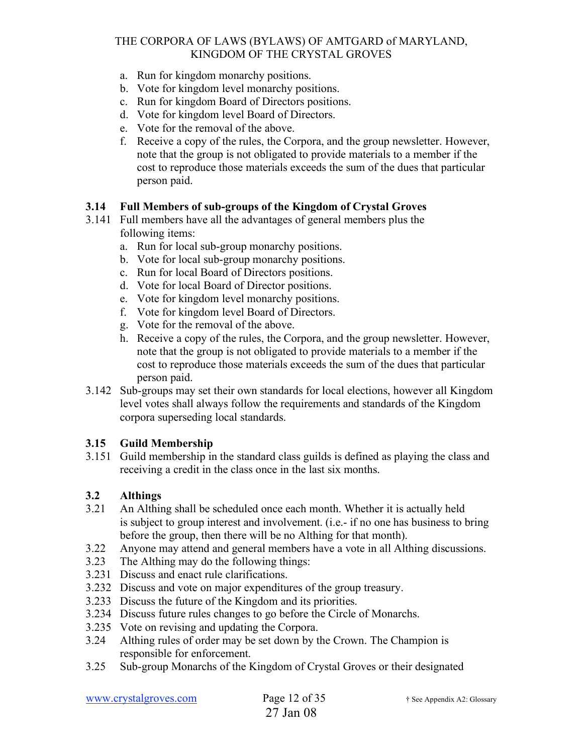a. Run for kingdom monarchy positions.
b. Vote for kingdom level monarchy positions.
c. Run for kingdom Board of Directors positions.
d. Vote for kingdom level Board of Directors.
e. Vote for the removal of the above.
f. Receive a copy of the rules, the Corpora, and the group newsletter. However, note that the group is not obligated to provide materials to a member if the cost to reproduce those materials exceeds the sum of the dues that particular person paid.

### 3.14 Full Members of sub-groups of the Kingdom of Crystal Groves

3.141 Full members have all the advantages of general members plus the following items:

a. Run for local sub-group monarchy positions.
b. Vote for local sub-group monarchy positions.
c. Run for local Board of Directors positions.
d. Vote for local Board of Director positions.
e. Vote for kingdom level monarchy positions.
f. Vote for kingdom level Board of Directors.
g. Vote for the removal of the above.
h. Receive a copy of the rules, the Corpora, and the group newsletter. However, note that the group is not obligated to provide materials to a member if the cost to reproduce those materials exceeds the sum of the dues that particular person paid.

3.142 Sub-groups may set their own standards for local elections, however all Kingdom level votes shall always follow the requirements and standards of the Kingdom corpora superseding local standards.

### 3.15 Guild Membership

3.151 Guild membership in the standard class guilds is defined as playing the class and receiving a credit in the class once in the last six months.

### 3.2 Althings

3.21 An Althing shall be scheduled once each month. Whether it is actually held is subject to group interest and involvement. (i.e.- if no one has business to bring before the group, then there will be no Althing for that month).

3.22 Anyone may attend and general members have a vote in all Althing discussions.

3.23 The Althing may do the following things:

3.231 Discuss and enact rule clarifications.

3.232 Discuss and vote on major expenditures of the group treasury.

3.233 Discuss the future of the Kingdom and its priorities.

3.234 Discuss future rules changes to go before the Circle of Monarchs.

3.235 Vote on revising and updating the Corpora.

3.24 Althing rules of order may be set down by the Crown. The Champion is responsible for enforcement.

3.25 Sub-group Monarchs of the Kingdom of Crystal Groves or their designated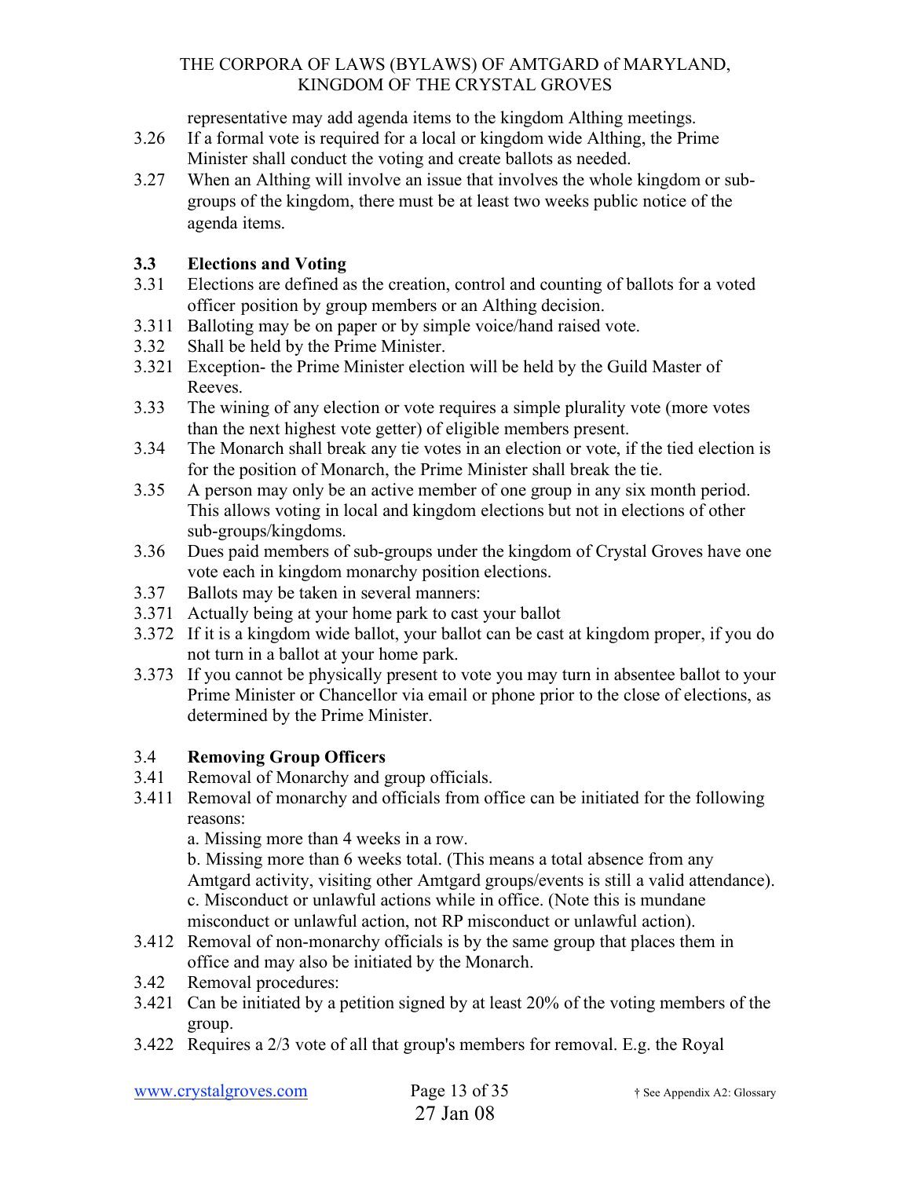representative may add agenda items to the kingdom Althing meetings.

3.26 If a formal vote is required for a local or kingdom wide Althing, the Prime Minister shall conduct the voting and create ballots as needed.

3.27 When an Althing will involve an issue that involves the whole kingdom or sub-groups of the kingdom, there must be at least two weeks public notice of the agenda items.

### 3.3 Elections and Voting

3.31 Elections are defined as the creation, control and counting of ballots for a voted officer position by group members or an Althing decision.

3.311 Balloting may be on paper or by simple voice/hand raised vote.

3.32 Shall be held by the Prime Minister.

3.321 Exception- the Prime Minister election will be held by the Guild Master of Reeves.

3.33 The wining of any election or vote requires a simple plurality vote (more votes than the next highest vote getter) of eligible members present.

3.34 The Monarch shall break any tie votes in an election or vote, if the tied election is for the position of Monarch, the Prime Minister shall break the tie.

3.35 A person may only be an active member of one group in any six month period. This allows voting in local and kingdom elections but not in elections of other sub-groups/kingdoms.

3.36 Dues paid members of sub-groups under the kingdom of Crystal Groves have one vote each in kingdom monarchy position elections.

3.37 Ballots may be taken in several manners:

3.371 Actually being at your home park to cast your ballot

3.372 If it is a kingdom wide ballot, your ballot can be cast at kingdom proper, if you do not turn in a ballot at your home park.

3.373 If you cannot be physically present to vote you may turn in absentee ballot to your Prime Minister or Chancellor via email or phone prior to the close of elections, as determined by the Prime Minister.

### 3.4 Removing Group Officers

3.41 Removal of Monarchy and group officials.

3.411 Removal of monarchy and officials from office can be initiated for the following reasons:

a. Missing more than 4 weeks in a row.

b. Missing more than 6 weeks total. (This means a total absence from any Amtgard activity, visiting other Amtgard groups/events is still a valid attendance).

c. Misconduct or unlawful actions while in office. (Note this is mundane misconduct or unlawful action, not RP misconduct or unlawful action).

3.412 Removal of non-monarchy officials is by the same group that places them in office and may also be initiated by the Monarch.

3.42 Removal procedures:

3.421 Can be initiated by a petition signed by at least 20% of the voting members of the group.

3.422 Requires a 2/3 vote of all that group's members for removal. E.g. the Royal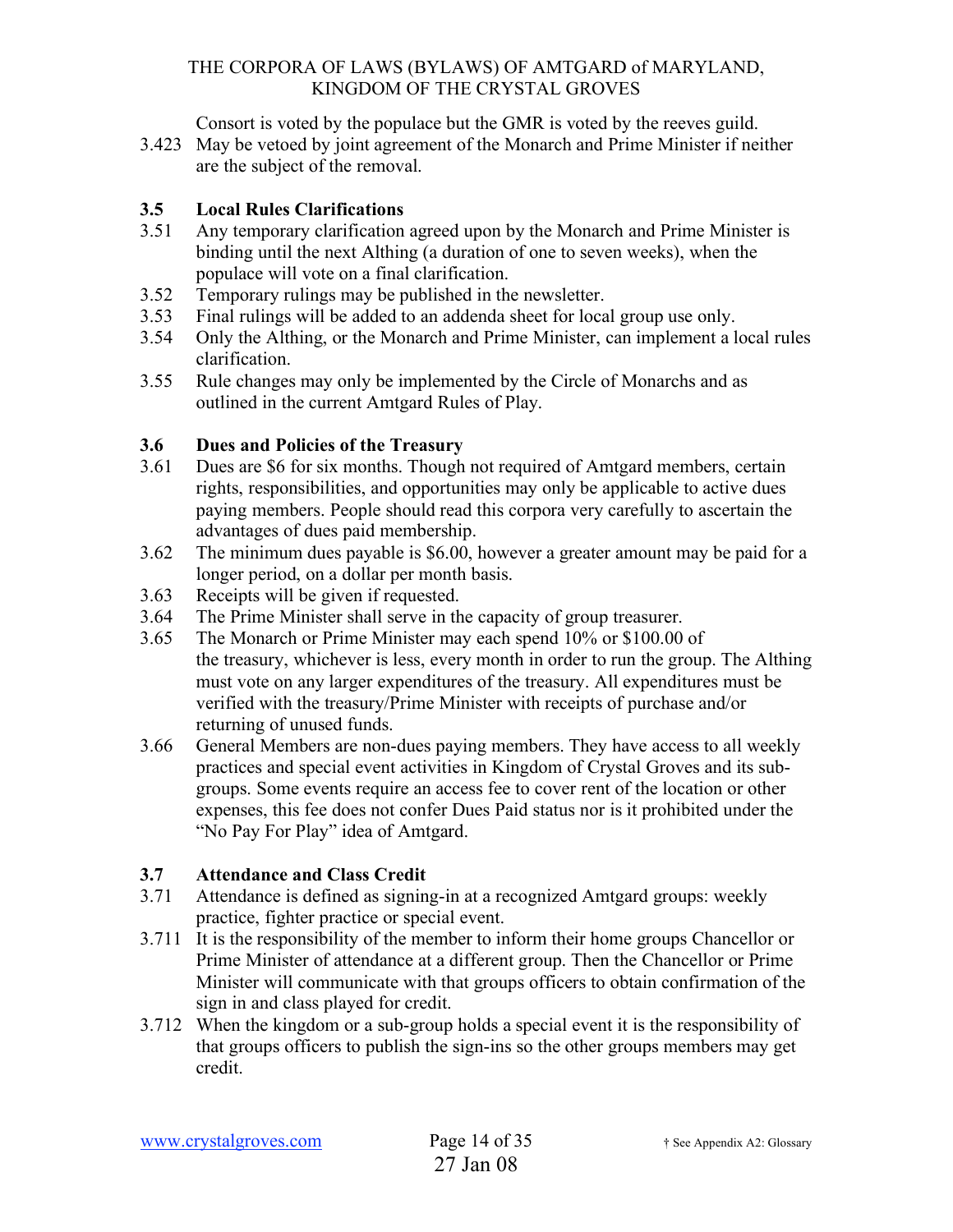Consort is voted by the populace but the GMR is voted by the reeves guild.

3.423 May be vetoed by joint agreement of the Monarch and Prime Minister if neither are the subject of the removal.

### 3.5 Local Rules Clarifications

3.51 Any temporary clarification agreed upon by the Monarch and Prime Minister is binding until the next Althing (a duration of one to seven weeks), when the populace will vote on a final clarification.

3.52 Temporary rulings may be published in the newsletter.

3.53 Final rulings will be added to an addenda sheet for local group use only.

3.54 Only the Althing, or the Monarch and Prime Minister, can implement a local rules clarification.

3.55 Rule changes may only be implemented by the Circle of Monarchs and as outlined in the current Amtgard Rules of Play.

### 3.6 Dues and Policies of the Treasury

3.61 Dues are $6 for six months. Though not required of Amtgard members, certain rights, responsibilities, and opportunities may only be applicable to active dues paying members. People should read this corpora very carefully to ascertain the advantages of dues paid membership.

3.62 The minimum dues payable is $6.00, however a greater amount may be paid for a longer period, on a dollar per month basis.

3.63 Receipts will be given if requested.

3.64 The Prime Minister shall serve in the capacity of group treasurer.

3.65 The Monarch or Prime Minister may each spend 10% or $100.00 of the treasury, whichever is less, every month in order to run the group. The Althing must vote on any larger expenditures of the treasury. All expenditures must be verified with the treasury/Prime Minister with receipts of purchase and/or returning of unused funds.

3.66 General Members are non-dues paying members. They have access to all weekly practices and special event activities in Kingdom of Crystal Groves and its sub-groups. Some events require an access fee to cover rent of the location or other expenses, this fee does not confer Dues Paid status nor is it prohibited under the "No Pay For Play" idea of Amtgard.

### 3.7 Attendance and Class Credit

3.71 Attendance is defined as signing-in at a recognized Amtgard groups: weekly practice, fighter practice or special event.

3.711 It is the responsibility of the member to inform their home groups Chancellor or Prime Minister of attendance at a different group. Then the Chancellor or Prime Minister will communicate with that groups officers to obtain confirmation of the sign in and class played for credit.

3.712 When the kingdom or a sub-group holds a special event it is the responsibility of that groups officers to publish the sign-ins so the other groups members may get credit.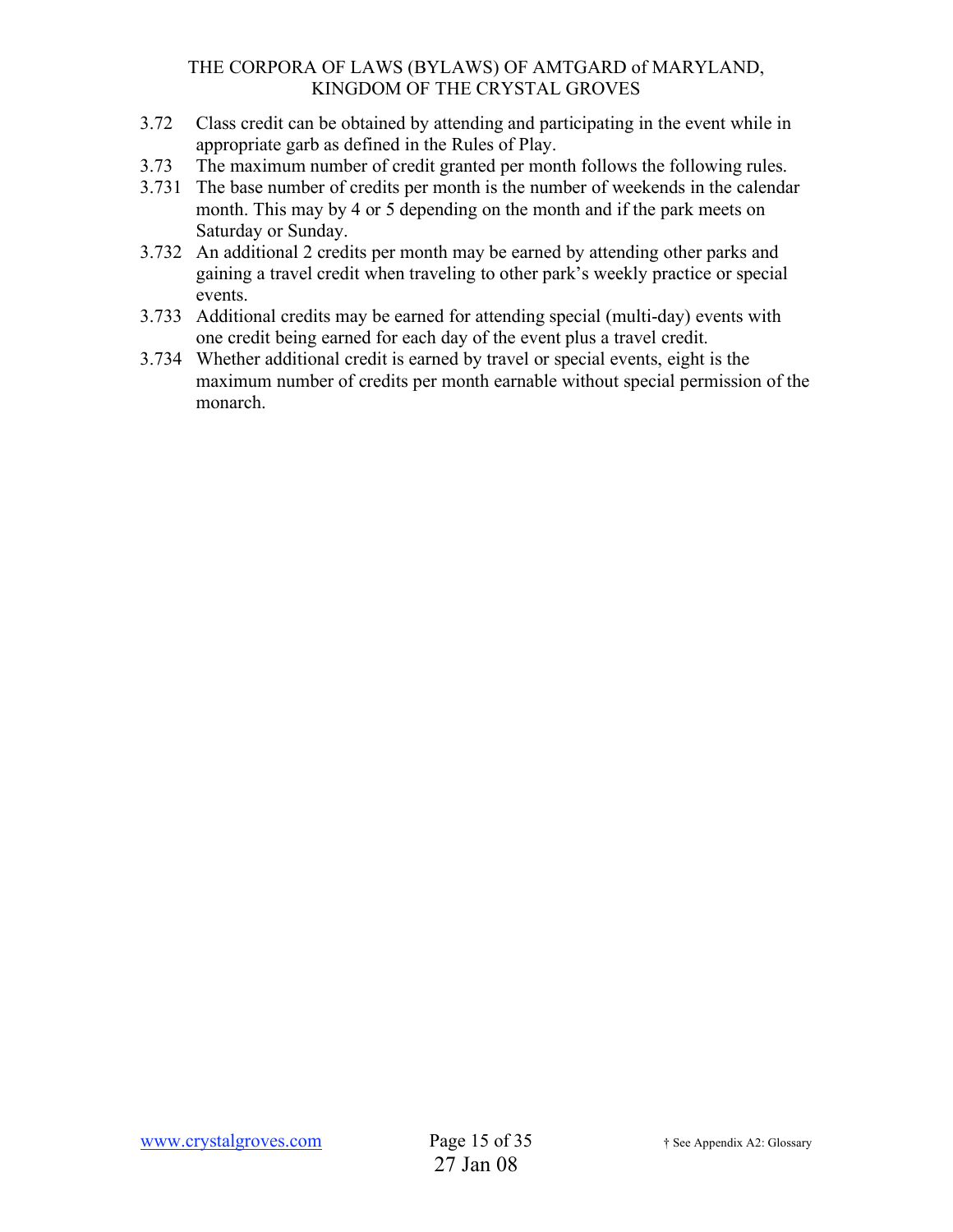3.72 Class credit can be obtained by attending and participating in the event while in appropriate garb as defined in the Rules of Play.

3.73 The maximum number of credit granted per month follows the following rules.

3.731 The base number of credits per month is the number of weekends in the calendar month. This may by 4 or 5 depending on the month and if the park meets on Saturday or Sunday.

3.732 An additional 2 credits per month may be earned by attending other parks and gaining a travel credit when traveling to other park's weekly practice or special events.

3.733 Additional credits may be earned for attending special (multi-day) events with one credit being earned for each day of the event plus a travel credit.

3.734 Whether additional credit is earned by travel or special events, eight is the maximum number of credits per month earnable without special permission of the monarch.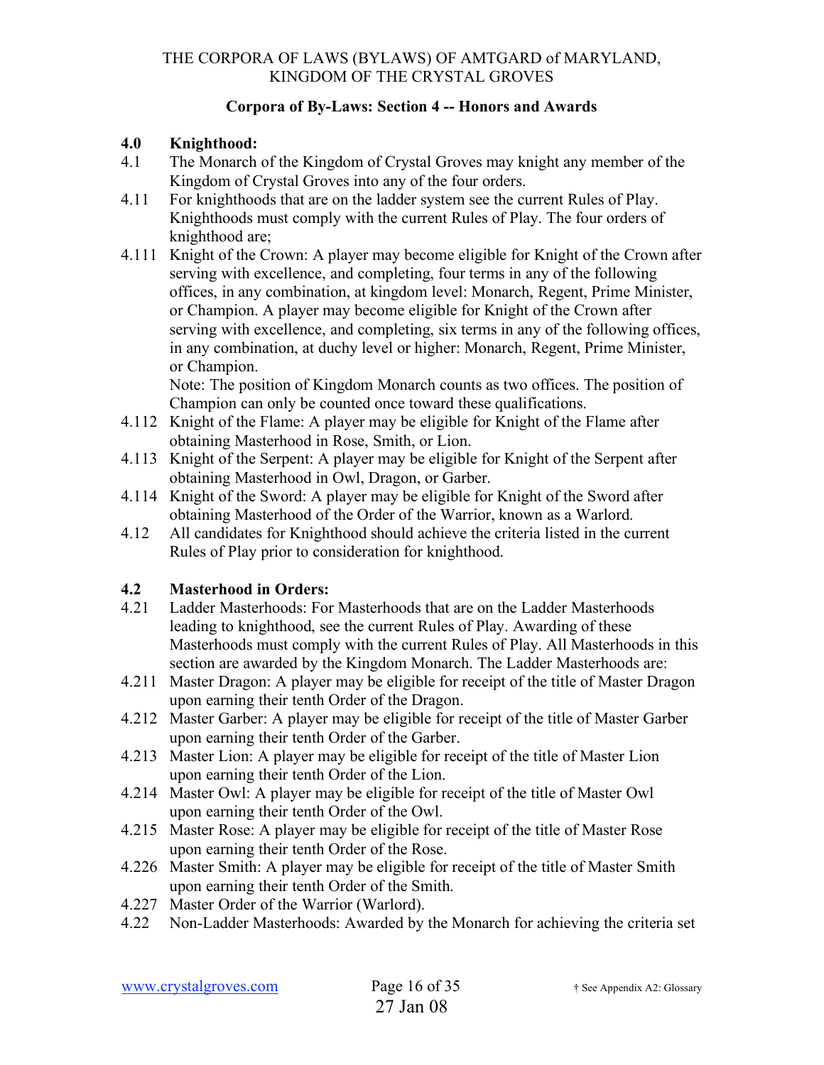THE CORPORA OF LAWS (BYLAWS) OF AMTGARD of MARYLAND,
KINGDOM OF THE CRYSTAL GROVES

**Corpora of By-Laws: Section 4 -- Honors and Awards**

**4.0 Knighthood:**

4.1 The Monarch of the Kingdom of Crystal Groves may knight any member of the Kingdom of Crystal Groves into any of the four orders.

4.11 For knighthoods that are on the ladder system see the current Rules of Play. Knighthoods must comply with the current Rules of Play. The four orders of knighthood are;

4.111 Knight of the Crown: A player may become eligible for Knight of the Crown after serving with excellence, and completing, four terms in any of the following offices, in any combination, at kingdom level: Monarch, Regent, Prime Minister, or Champion. A player may become eligible for Knight of the Crown after serving with excellence, and completing, six terms in any of the following offices, in any combination, at duchy level or higher: Monarch, Regent, Prime Minister, or Champion.
Note: The position of Kingdom Monarch counts as two offices. The position of Champion can only be counted once toward these qualifications.

4.112 Knight of the Flame: A player may be eligible for Knight of the Flame after obtaining Masterhood in Rose, Smith, or Lion.

4.113 Knight of the Serpent: A player may be eligible for Knight of the Serpent after obtaining Masterhood in Owl, Dragon, or Garber.

4.114 Knight of the Sword: A player may be eligible for Knight of the Sword after obtaining Masterhood of the Order of the Warrior, known as a Warlord.

4.12 All candidates for Knighthood should achieve the criteria listed in the current Rules of Play prior to consideration for knighthood.

**4.2 Masterhood in Orders:**

4.21 Ladder Masterhoods: For Masterhoods that are on the Ladder Masterhoods leading to knighthood, see the current Rules of Play. Awarding of these Masterhoods must comply with the current Rules of Play. All Masterhoods in this section are awarded by the Kingdom Monarch. The Ladder Masterhoods are:

4.211 Master Dragon: A player may be eligible for receipt of the title of Master Dragon upon earning their tenth Order of the Dragon.

4.212 Master Garber: A player may be eligible for receipt of the title of Master Garber upon earning their tenth Order of the Garber.

4.213 Master Lion: A player may be eligible for receipt of the title of Master Lion upon earning their tenth Order of the Lion.

4.214 Master Owl: A player may be eligible for receipt of the title of Master Owl upon earning their tenth Order of the Owl.

4.215 Master Rose: A player may be eligible for receipt of the title of Master Rose upon earning their tenth Order of the Rose.

4.226 Master Smith: A player may be eligible for receipt of the title of Master Smith upon earning their tenth Order of the Smith.

4.227 Master Order of the Warrior (Warlord).

4.22 Non-Ladder Masterhoods: Awarded by the Monarch for achieving the criteria set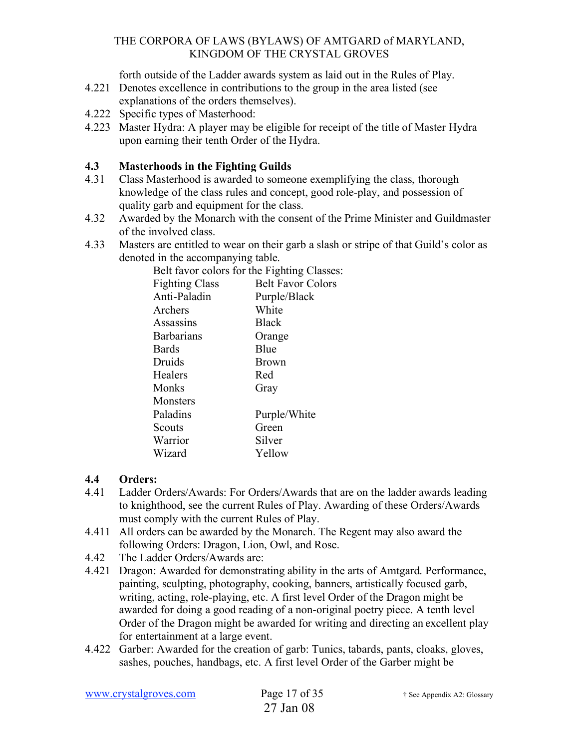forth outside of the Ladder awards system as laid out in the Rules of Play.

4.221 Denotes excellence in contributions to the group in the area listed (see explanations of the orders themselves).

4.222 Specific types of Masterhood:

4.223 Master Hydra: A player may be eligible for receipt of the title of Master Hydra upon earning their tenth Order of the Hydra.

### 4.3 Masterhoods in the Fighting Guilds

4.31 Class Masterhood is awarded to someone exemplifying the class, thorough knowledge of the class rules and concept, good role-play, and possession of quality garb and equipment for the class.

4.32 Awarded by the Monarch with the consent of the Prime Minister and Guildmaster of the involved class.

4.33 Masters are entitled to wear on their garb a slash or stripe of that Guild's color as denoted in the accompanying table.

Belt favor colors for the Fighting Classes:

| Fighting Class | Belt Favor Colors |
|---|---|
| Anti-Paladin | Purple/Black |
| Archers | White |
| Assassins | Black |
| Barbarians | Orange |
| Bards | Blue |
| Druids | Brown |
| Healers | Red |
| Monks | Gray |
| Monsters | |
| Paladins | Purple/White |
| Scouts | Green |
| Warrior | Silver |
| Wizard | Yellow |

### 4.4 Orders:

4.41 Ladder Orders/Awards: For Orders/Awards that are on the ladder awards leading to knighthood, see the current Rules of Play. Awarding of these Orders/Awards must comply with the current Rules of Play.

4.411 All orders can be awarded by the Monarch. The Regent may also award the following Orders: Dragon, Lion, Owl, and Rose.

4.42 The Ladder Orders/Awards are:

4.421 Dragon: Awarded for demonstrating ability in the arts of Amtgard. Performance, painting, sculpting, photography, cooking, banners, artistically focused garb, writing, acting, role-playing, etc. A first level Order of the Dragon might be awarded for doing a good reading of a non-original poetry piece. A tenth level Order of the Dragon might be awarded for writing and directing an excellent play for entertainment at a large event.

4.422 Garber: Awarded for the creation of garb: Tunics, tabards, pants, cloaks, gloves, sashes, pouches, handbags, etc. A first level Order of the Garber might be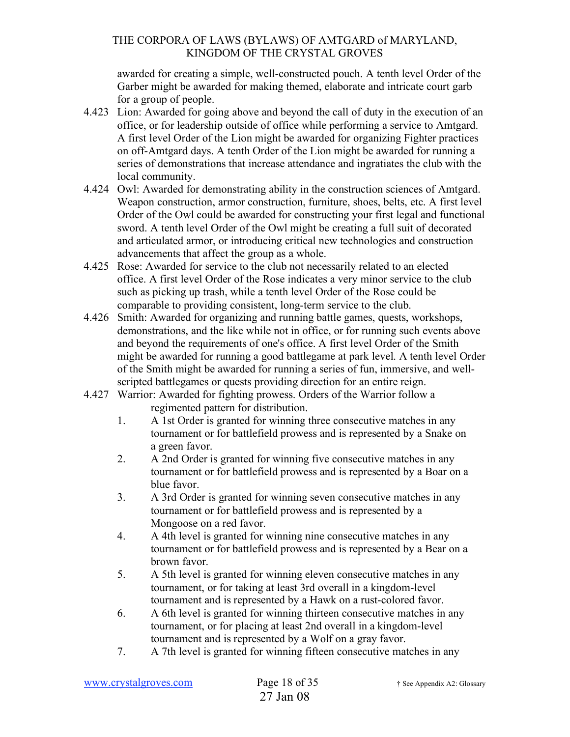awarded for creating a simple, well-constructed pouch. A tenth level Order of the Garber might be awarded for making themed, elaborate and intricate court garb for a group of people.

4.423 Lion: Awarded for going above and beyond the call of duty in the execution of an office, or for leadership outside of office while performing a service to Amtgard. A first level Order of the Lion might be awarded for organizing Fighter practices on off-Amtgard days. A tenth Order of the Lion might be awarded for running a series of demonstrations that increase attendance and ingratiates the club with the local community.

4.424 Owl: Awarded for demonstrating ability in the construction sciences of Amtgard. Weapon construction, armor construction, furniture, shoes, belts, etc. A first level Order of the Owl could be awarded for constructing your first legal and functional sword. A tenth level Order of the Owl might be creating a full suit of decorated and articulated armor, or introducing critical new technologies and construction advancements that affect the group as a whole.

4.425 Rose: Awarded for service to the club not necessarily related to an elected office. A first level Order of the Rose indicates a very minor service to the club such as picking up trash, while a tenth level Order of the Rose could be comparable to providing consistent, long-term service to the club.

4.426 Smith: Awarded for organizing and running battle games, quests, workshops, demonstrations, and the like while not in office, or for running such events above and beyond the requirements of one's office. A first level Order of the Smith might be awarded for running a good battlegame at park level. A tenth level Order of the Smith might be awarded for running a series of fun, immersive, and well-scripted battlegames or quests providing direction for an entire reign.

4.427 Warrior: Awarded for fighting prowess. Orders of the Warrior follow a regimented pattern for distribution.

1. A 1st Order is granted for winning three consecutive matches in any tournament or for battlefield prowess and is represented by a Snake on a green favor.
2. A 2nd Order is granted for winning five consecutive matches in any tournament or for battlefield prowess and is represented by a Boar on a blue favor.
3. A 3rd Order is granted for winning seven consecutive matches in any tournament or for battlefield prowess and is represented by a Mongoose on a red favor.
4. A 4th level is granted for winning nine consecutive matches in any tournament or for battlefield prowess and is represented by a Bear on a brown favor.
5. A 5th level is granted for winning eleven consecutive matches in any tournament, or for taking at least 3rd overall in a kingdom-level tournament and is represented by a Hawk on a rust-colored favor.
6. A 6th level is granted for winning thirteen consecutive matches in any tournament, or for placing at least 2nd overall in a kingdom-level tournament and is represented by a Wolf on a gray favor.
7. A 7th level is granted for winning fifteen consecutive matches in any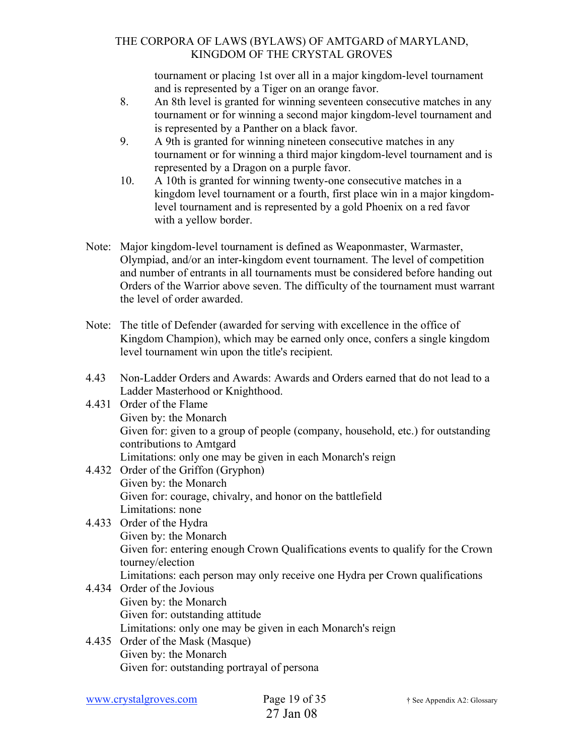tournament or placing 1st over all in a major kingdom-level tournament and is represented by a Tiger on an orange favor.

8. An 8th level is granted for winning seventeen consecutive matches in any tournament or for winning a second major kingdom-level tournament and is represented by a Panther on a black favor.
9. A 9th is granted for winning nineteen consecutive matches in any tournament or for winning a third major kingdom-level tournament and is represented by a Dragon on a purple favor.
10. A 10th is granted for winning twenty-one consecutive matches in a kingdom level tournament or a fourth, first place win in a major kingdom-level tournament and is represented by a gold Phoenix on a red favor with a yellow border.

Note: Major kingdom-level tournament is defined as Weaponmaster, Warmaster, Olympiad, and/or an inter-kingdom event tournament. The level of competition and number of entrants in all tournaments must be considered before handing out Orders of the Warrior above seven. The difficulty of the tournament must warrant the level of order awarded.

Note: The title of Defender (awarded for serving with excellence in the office of Kingdom Champion), which may be earned only once, confers a single kingdom level tournament win upon the title's recipient.

4.43 Non-Ladder Orders and Awards: Awards and Orders earned that do not lead to a Ladder Masterhood or Knighthood.

4.431 Order of the Flame
Given by: the Monarch
Given for: given to a group of people (company, household, etc.) for outstanding contributions to Amtgard
Limitations: only one may be given in each Monarch's reign

4.432 Order of the Griffon (Gryphon)
Given by: the Monarch
Given for: courage, chivalry, and honor on the battlefield
Limitations: none

4.433 Order of the Hydra
Given by: the Monarch
Given for: entering enough Crown Qualifications events to qualify for the Crown tourney/election
Limitations: each person may only receive one Hydra per Crown qualifications

4.434 Order of the Jovious
Given by: the Monarch
Given for: outstanding attitude
Limitations: only one may be given in each Monarch's reign

4.435 Order of the Mask (Masque)
Given by: the Monarch
Given for: outstanding portrayal of persona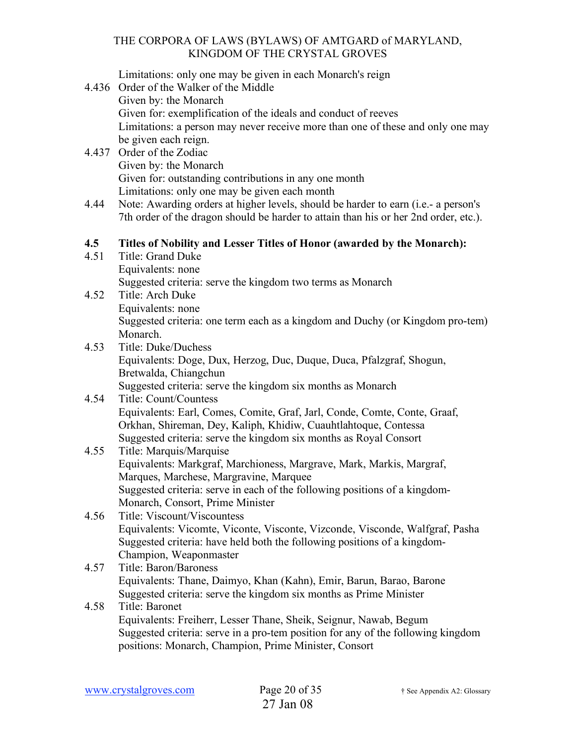Limitations: only one may be given in each Monarch's reign

4.436 Order of the Walker of the Middle
Given by: the Monarch
Given for: exemplification of the ideals and conduct of reeves
Limitations: a person may never receive more than one of these and only one may be given each reign.

4.437 Order of the Zodiac
Given by: the Monarch
Given for: outstanding contributions in any one month
Limitations: only one may be given each month

4.44 Note: Awarding orders at higher levels, should be harder to earn (i.e.- a person's 7th order of the dragon should be harder to attain than his or her 2nd order, etc.).

**4.5 Titles of Nobility and Lesser Titles of Honor (awarded by the Monarch):**

4.51 Title: Grand Duke
Equivalents: none
Suggested criteria: serve the kingdom two terms as Monarch

4.52 Title: Arch Duke
Equivalents: none
Suggested criteria: one term each as a kingdom and Duchy (or Kingdom pro-tem) Monarch.

4.53 Title: Duke/Duchess
Equivalents: Doge, Dux, Herzog, Duc, Duque, Duca, Pfalzgraf, Shogun, Bretwalda, Chiangchun
Suggested criteria: serve the kingdom six months as Monarch

4.54 Title: Count/Countess
Equivalents: Earl, Comes, Comite, Graf, Jarl, Conde, Comte, Conte, Graaf, Orkhan, Shireman, Dey, Kaliph, Khidiw, Cuauhtlahtoque, Contessa
Suggested criteria: serve the kingdom six months as Royal Consort

4.55 Title: Marquis/Marquise
Equivalents: Markgraf, Marchioness, Margrave, Mark, Markis, Margraf, Marques, Marchese, Margravine, Marquee
Suggested criteria: serve in each of the following positions of a kingdom- Monarch, Consort, Prime Minister

4.56 Title: Viscount/Viscountess
Equivalents: Vicomte, Viconte, Visconte, Vizconde, Visconde, Walfgraf, Pasha
Suggested criteria: have held both the following positions of a kingdom- Champion, Weaponmaster

4.57 Title: Baron/Baroness
Equivalents: Thane, Daimyo, Khan (Kahn), Emir, Barun, Barao, Barone
Suggested criteria: serve the kingdom six months as Prime Minister

4.58 Title: Baronet
Equivalents: Freiherr, Lesser Thane, Sheik, Seignur, Nawab, Begum
Suggested criteria: serve in a pro-tem position for any of the following kingdom positions: Monarch, Champion, Prime Minister, Consort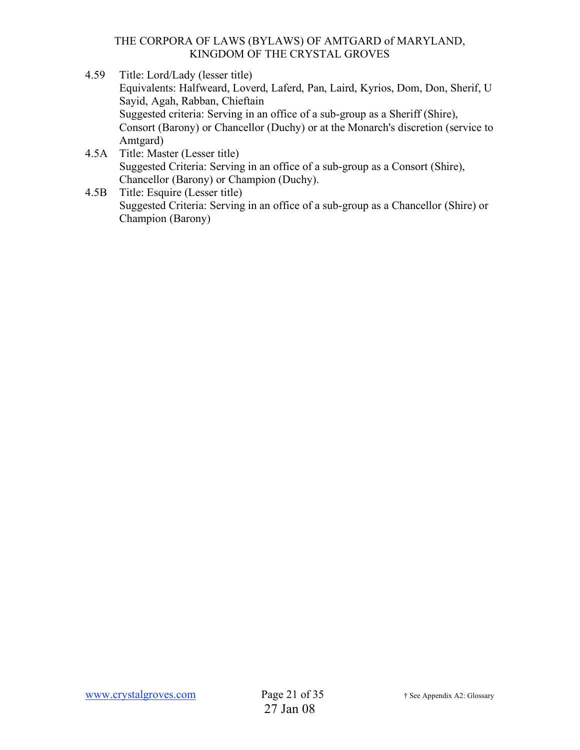4.59 Title: Lord/Lady (lesser title)
Equivalents: Halfweard, Loverd, Laferd, Pan, Laird, Kyrios, Dom, Don, Sherif, U Sayid, Agah, Rabban, Chieftain
Suggested criteria: Serving in an office of a sub-group as a Sheriff (Shire), Consort (Barony) or Chancellor (Duchy) or at the Monarch's discretion (service to Amtgard)

4.5A Title: Master (Lesser title)
Suggested Criteria: Serving in an office of a sub-group as a Consort (Shire), Chancellor (Barony) or Champion (Duchy).

4.5B Title: Esquire (Lesser title)
Suggested Criteria: Serving in an office of a sub-group as a Chancellor (Shire) or Champion (Barony)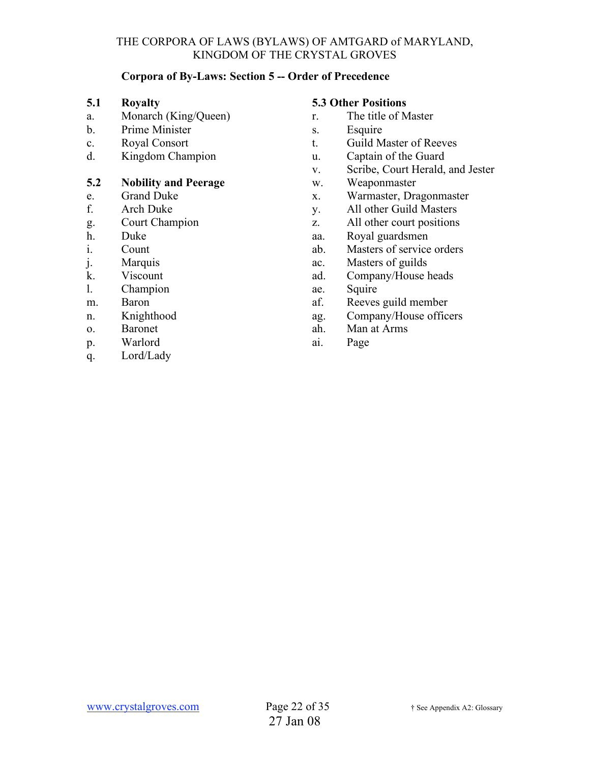## Corpora of By-Laws: Section 5 -- Order of Precedence

### 5.1 Royalty

a. Monarch (King/Queen)
b. Prime Minister
c. Royal Consort
d. Kingdom Champion

### 5.2 Nobility and Peerage

e. Grand Duke
f. Arch Duke
g. Court Champion
h. Duke
i. Count
j. Marquis
k. Viscount
l. Champion
m. Baron
n. Knighthood
o. Baronet
p. Warlord
q. Lord/Lady

### 5.3 Other Positions

r. The title of Master
s. Esquire
t. Guild Master of Reeves
u. Captain of the Guard
v. Scribe, Court Herald, and Jester
w. Weaponmaster
x. Warmaster, Dragonmaster
y. All other Guild Masters
z. All other court positions
aa. Royal guardsmen
ab. Masters of service orders
ac. Masters of guilds
ad. Company/House heads
ae. Squire
af. Reeves guild member
ag. Company/House officers
ah. Man at Arms
ai. Page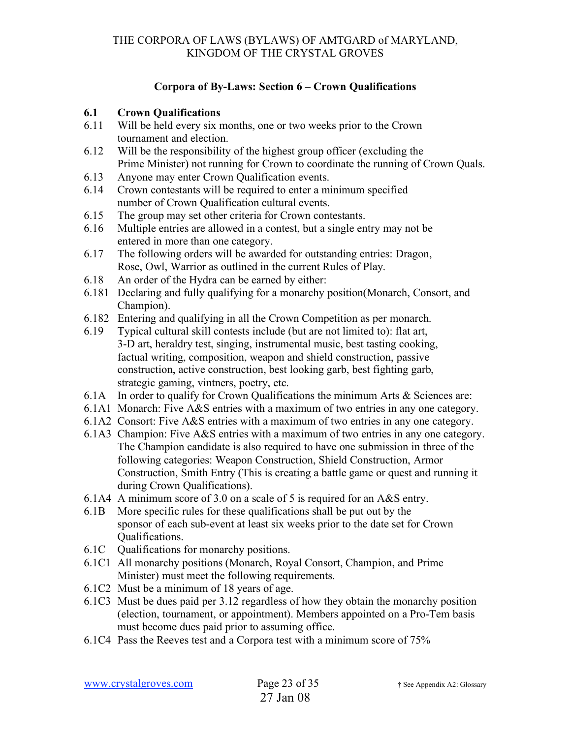THE CORPORA OF LAWS (BYLAWS) OF AMTGARD of MARYLAND, KINGDOM OF THE CRYSTAL GROVES

## Corpora of By-Laws: Section 6 – Crown Qualifications

### 6.1 Crown Qualifications

6.11 Will be held every six months, one or two weeks prior to the Crown tournament and election.

6.12 Will be the responsibility of the highest group officer (excluding the Prime Minister) not running for Crown to coordinate the running of Crown Quals.

6.13 Anyone may enter Crown Qualification events.

6.14 Crown contestants will be required to enter a minimum specified number of Crown Qualification cultural events.

6.15 The group may set other criteria for Crown contestants.

6.16 Multiple entries are allowed in a contest, but a single entry may not be entered in more than one category.

6.17 The following orders will be awarded for outstanding entries: Dragon, Rose, Owl, Warrior as outlined in the current Rules of Play.

6.18 An order of the Hydra can be earned by either:

6.181 Declaring and fully qualifying for a monarchy position(Monarch, Consort, and Champion).

6.182 Entering and qualifying in all the Crown Competition as per monarch.

6.19 Typical cultural skill contests include (but are not limited to): flat art, 3-D art, heraldry test, singing, instrumental music, best tasting cooking, factual writing, composition, weapon and shield construction, passive construction, active construction, best looking garb, best fighting garb, strategic gaming, vintners, poetry, etc.

6.1A In order to qualify for Crown Qualifications the minimum Arts & Sciences are:

6.1A1 Monarch: Five A&S entries with a maximum of two entries in any one category.

6.1A2 Consort: Five A&S entries with a maximum of two entries in any one category.

6.1A3 Champion: Five A&S entries with a maximum of two entries in any one category. The Champion candidate is also required to have one submission in three of the following categories: Weapon Construction, Shield Construction, Armor Construction, Smith Entry (This is creating a battle game or quest and running it during Crown Qualifications).

6.1A4 A minimum score of 3.0 on a scale of 5 is required for an A&S entry.

6.1B More specific rules for these qualifications shall be put out by the sponsor of each sub-event at least six weeks prior to the date set for Crown Qualifications.

6.1C Qualifications for monarchy positions.

6.1C1 All monarchy positions (Monarch, Royal Consort, Champion, and Prime Minister) must meet the following requirements.

6.1C2 Must be a minimum of 18 years of age.

6.1C3 Must be dues paid per 3.12 regardless of how they obtain the monarchy position (election, tournament, or appointment). Members appointed on a Pro-Tem basis must become dues paid prior to assuming office.

6.1C4 Pass the Reeves test and a Corpora test with a minimum score of 75%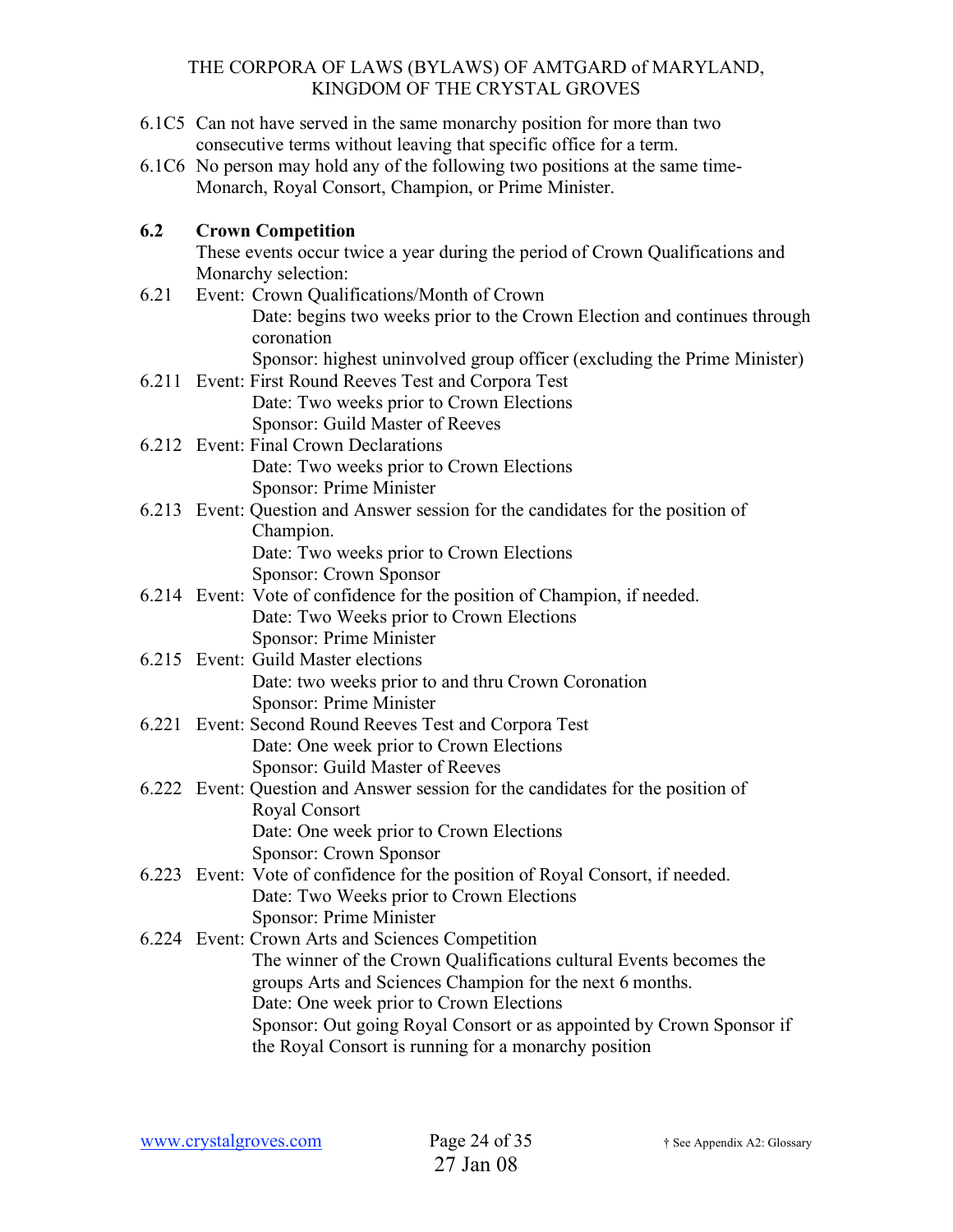6.1C5 Can not have served in the same monarchy position for more than two consecutive terms without leaving that specific office for a term.

6.1C6 No person may hold any of the following two positions at the same time- Monarch, Royal Consort, Champion, or Prime Minister.

**6.2 Crown Competition**

These events occur twice a year during the period of Crown Qualifications and Monarchy selection:

6.21 Event: Crown Qualifications/Month of Crown
- Date: begins two weeks prior to the Crown Election and continues through coronation
- Sponsor: highest uninvolved group officer (excluding the Prime Minister)

6.211 Event: First Round Reeves Test and Corpora Test
- Date: Two weeks prior to Crown Elections
- Sponsor: Guild Master of Reeves

6.212 Event: Final Crown Declarations
- Date: Two weeks prior to Crown Elections
- Sponsor: Prime Minister

6.213 Event: Question and Answer session for the candidates for the position of Champion.
- Date: Two weeks prior to Crown Elections
- Sponsor: Crown Sponsor

6.214 Event: Vote of confidence for the position of Champion, if needed.
- Date: Two Weeks prior to Crown Elections
- Sponsor: Prime Minister

6.215 Event: Guild Master elections
- Date: two weeks prior to and thru Crown Coronation
- Sponsor: Prime Minister

6.221 Event: Second Round Reeves Test and Corpora Test
- Date: One week prior to Crown Elections
- Sponsor: Guild Master of Reeves

6.222 Event: Question and Answer session for the candidates for the position of Royal Consort
- Date: One week prior to Crown Elections
- Sponsor: Crown Sponsor

6.223 Event: Vote of confidence for the position of Royal Consort, if needed.
- Date: Two Weeks prior to Crown Elections
- Sponsor: Prime Minister

6.224 Event: Crown Arts and Sciences Competition
- The winner of the Crown Qualifications cultural Events becomes the groups Arts and Sciences Champion for the next 6 months.
- Date: One week prior to Crown Elections
- Sponsor: Out going Royal Consort or as appointed by Crown Sponsor if the Royal Consort is running for a monarchy position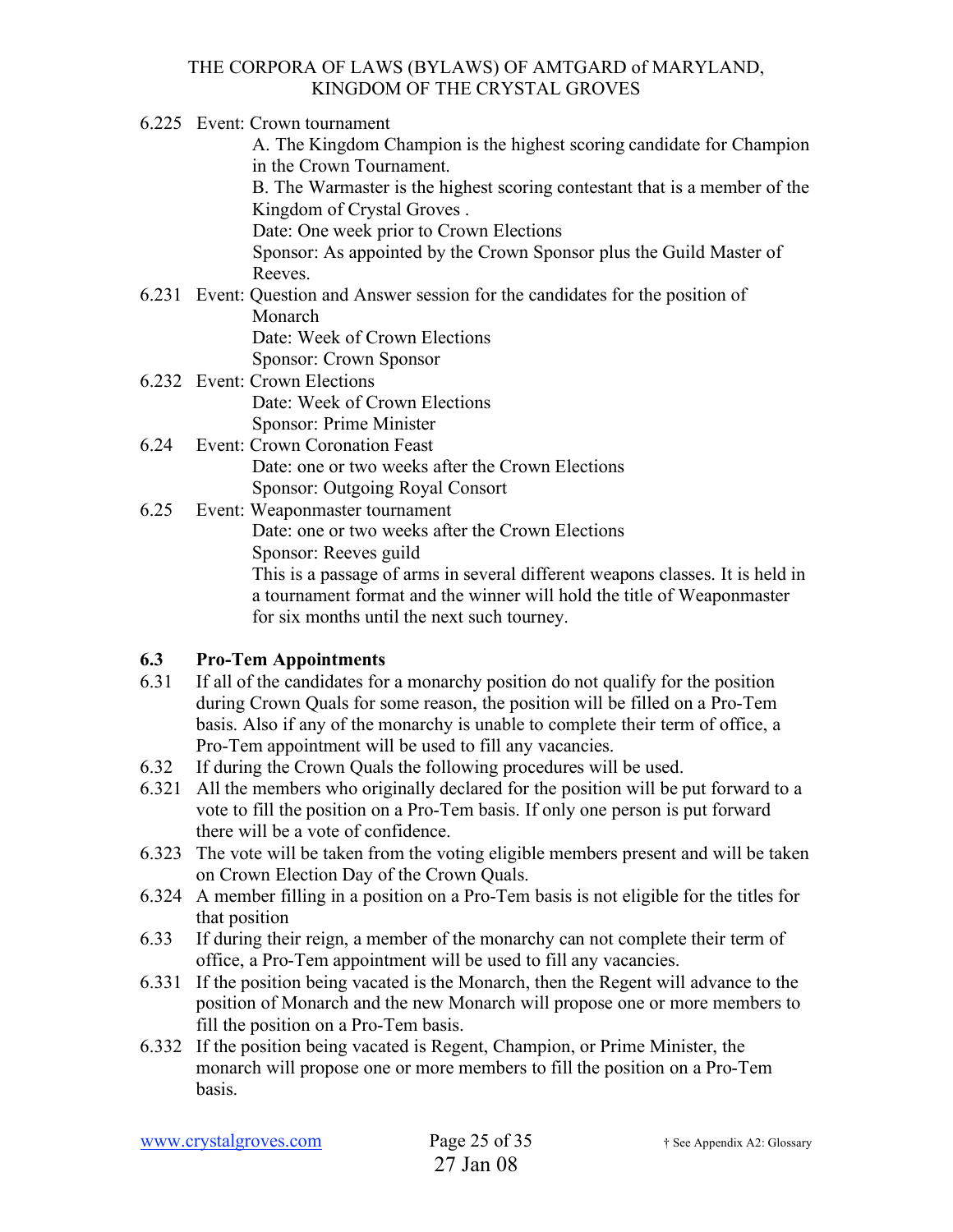6.225 Event: Crown tournament

A. The Kingdom Champion is the highest scoring candidate for Champion in the Crown Tournament.

B. The Warmaster is the highest scoring contestant that is a member of the Kingdom of Crystal Groves .

Date: One week prior to Crown Elections

Sponsor: As appointed by the Crown Sponsor plus the Guild Master of Reeves.

6.231 Event: Question and Answer session for the candidates for the position of Monarch

Date: Week of Crown Elections

Sponsor: Crown Sponsor

6.232 Event: Crown Elections

Date: Week of Crown Elections

Sponsor: Prime Minister

6.24 Event: Crown Coronation Feast

Date: one or two weeks after the Crown Elections

Sponsor: Outgoing Royal Consort

6.25 Event: Weaponmaster tournament

Date: one or two weeks after the Crown Elections

Sponsor: Reeves guild

This is a passage of arms in several different weapons classes. It is held in a tournament format and the winner will hold the title of Weaponmaster for six months until the next such tourney.

**6.3 Pro-Tem Appointments**

6.31 If all of the candidates for a monarchy position do not qualify for the position during Crown Quals for some reason, the position will be filled on a Pro-Tem basis. Also if any of the monarchy is unable to complete their term of office, a Pro-Tem appointment will be used to fill any vacancies.

6.32 If during the Crown Quals the following procedures will be used.

6.321 All the members who originally declared for the position will be put forward to a vote to fill the position on a Pro-Tem basis. If only one person is put forward there will be a vote of confidence.

6.323 The vote will be taken from the voting eligible members present and will be taken on Crown Election Day of the Crown Quals.

6.324 A member filling in a position on a Pro-Tem basis is not eligible for the titles for that position

6.33 If during their reign, a member of the monarchy can not complete their term of office, a Pro-Tem appointment will be used to fill any vacancies.

6.331 If the position being vacated is the Monarch, then the Regent will advance to the position of Monarch and the new Monarch will propose one or more members to fill the position on a Pro-Tem basis.

6.332 If the position being vacated is Regent, Champion, or Prime Minister, the monarch will propose one or more members to fill the position on a Pro-Tem basis.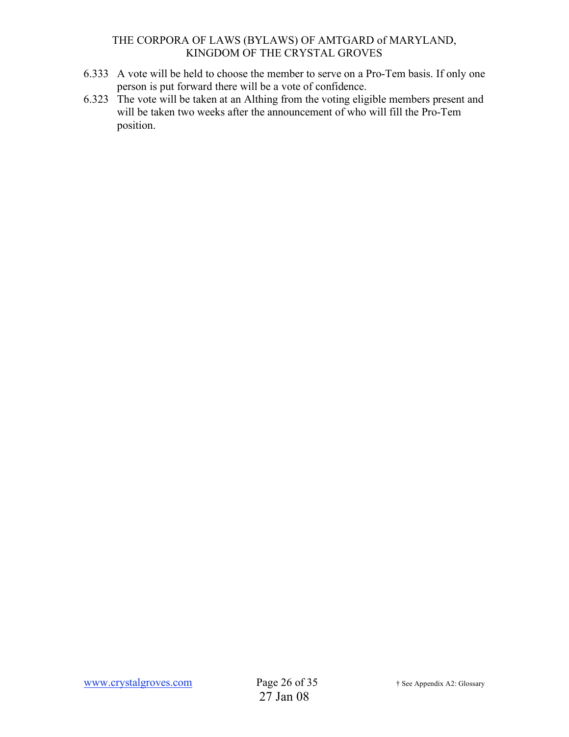6.333 A vote will be held to choose the member to serve on a Pro-Tem basis. If only one person is put forward there will be a vote of confidence.

6.323 The vote will be taken at an Althing from the voting eligible members present and will be taken two weeks after the announcement of who will fill the Pro-Tem position.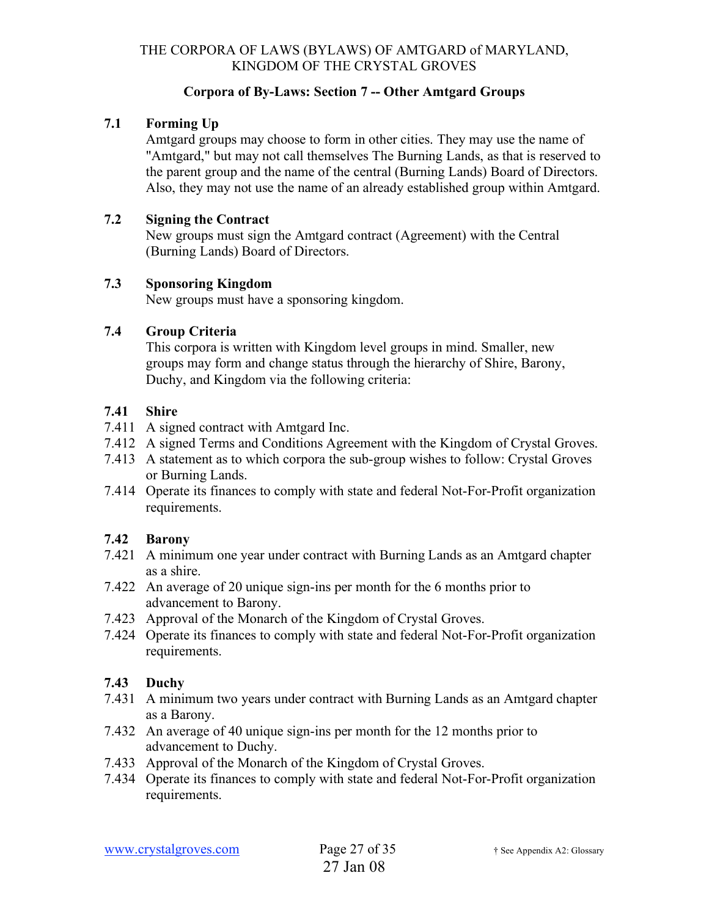THE CORPORA OF LAWS (BYLAWS) OF AMTGARD of MARYLAND, KINGDOM OF THE CRYSTAL GROVES

## Corpora of By-Laws: Section 7 -- Other Amtgard Groups

### 7.1 Forming Up

Amtgard groups may choose to form in other cities. They may use the name of "Amtgard," but may not call themselves The Burning Lands, as that is reserved to the parent group and the name of the central (Burning Lands) Board of Directors. Also, they may not use the name of an already established group within Amtgard.

### 7.2 Signing the Contract

New groups must sign the Amtgard contract (Agreement) with the Central (Burning Lands) Board of Directors.

### 7.3 Sponsoring Kingdom

New groups must have a sponsoring kingdom.

### 7.4 Group Criteria

This corpora is written with Kingdom level groups in mind. Smaller, new groups may form and change status through the hierarchy of Shire, Barony, Duchy, and Kingdom via the following criteria:

### 7.41 Shire

7.411 A signed contract with Amtgard Inc.

7.412 A signed Terms and Conditions Agreement with the Kingdom of Crystal Groves.

7.413 A statement as to which corpora the sub-group wishes to follow: Crystal Groves or Burning Lands.

7.414 Operate its finances to comply with state and federal Not-For-Profit organization requirements.

### 7.42 Barony

7.421 A minimum one year under contract with Burning Lands as an Amtgard chapter as a shire.

7.422 An average of 20 unique sign-ins per month for the 6 months prior to advancement to Barony.

7.423 Approval of the Monarch of the Kingdom of Crystal Groves.

7.424 Operate its finances to comply with state and federal Not-For-Profit organization requirements.

### 7.43 Duchy

7.431 A minimum two years under contract with Burning Lands as an Amtgard chapter as a Barony.

7.432 An average of 40 unique sign-ins per month for the 12 months prior to advancement to Duchy.

7.433 Approval of the Monarch of the Kingdom of Crystal Groves.

7.434 Operate its finances to comply with state and federal Not-For-Profit organization requirements.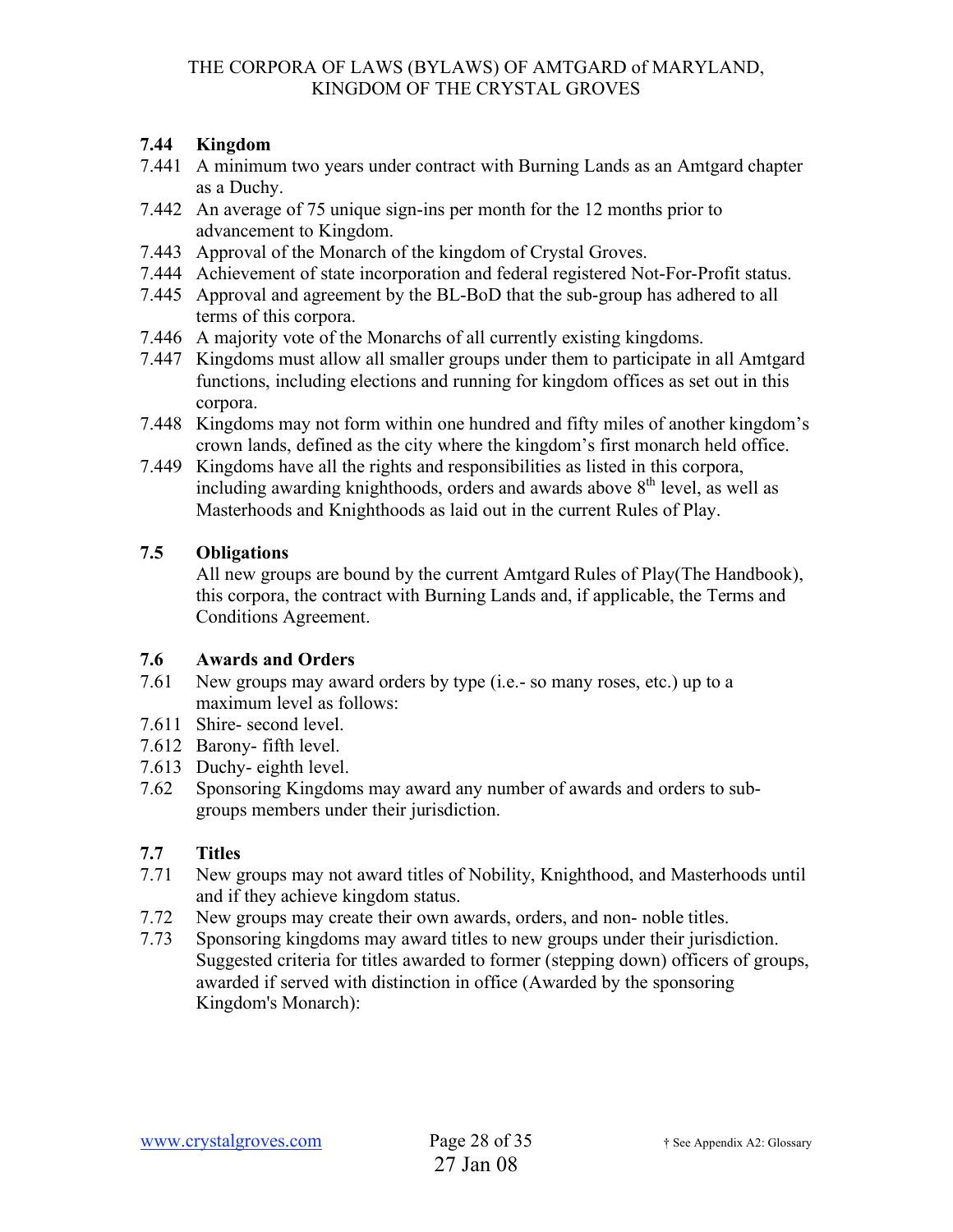### 7.44 Kingdom

7.441 A minimum two years under contract with Burning Lands as an Amtgard chapter as a Duchy.

7.442 An average of 75 unique sign-ins per month for the 12 months prior to advancement to Kingdom.

7.443 Approval of the Monarch of the kingdom of Crystal Groves.

7.444 Achievement of state incorporation and federal registered Not-For-Profit status.

7.445 Approval and agreement by the BL-BoD that the sub-group has adhered to all terms of this corpora.

7.446 A majority vote of the Monarchs of all currently existing kingdoms.

7.447 Kingdoms must allow all smaller groups under them to participate in all Amtgard functions, including elections and running for kingdom offices as set out in this corpora.

7.448 Kingdoms may not form within one hundred and fifty miles of another kingdom's crown lands, defined as the city where the kingdom's first monarch held office.

7.449 Kingdoms have all the rights and responsibilities as listed in this corpora, including awarding knighthoods, orders and awards above 8th level, as well as Masterhoods and Knighthoods as laid out in the current Rules of Play.

### 7.5 Obligations

All new groups are bound by the current Amtgard Rules of Play(The Handbook), this corpora, the contract with Burning Lands and, if applicable, the Terms and Conditions Agreement.

### 7.6 Awards and Orders

7.61 New groups may award orders by type (i.e.- so many roses, etc.) up to a maximum level as follows:

7.611 Shire- second level.

7.612 Barony- fifth level.

7.613 Duchy- eighth level.

7.62 Sponsoring Kingdoms may award any number of awards and orders to sub-groups members under their jurisdiction.

### 7.7 Titles

7.71 New groups may not award titles of Nobility, Knighthood, and Masterhoods until and if they achieve kingdom status.

7.72 New groups may create their own awards, orders, and non- noble titles.

7.73 Sponsoring kingdoms may award titles to new groups under their jurisdiction. Suggested criteria for titles awarded to former (stepping down) officers of groups, awarded if served with distinction in office (Awarded by the sponsoring Kingdom's Monarch):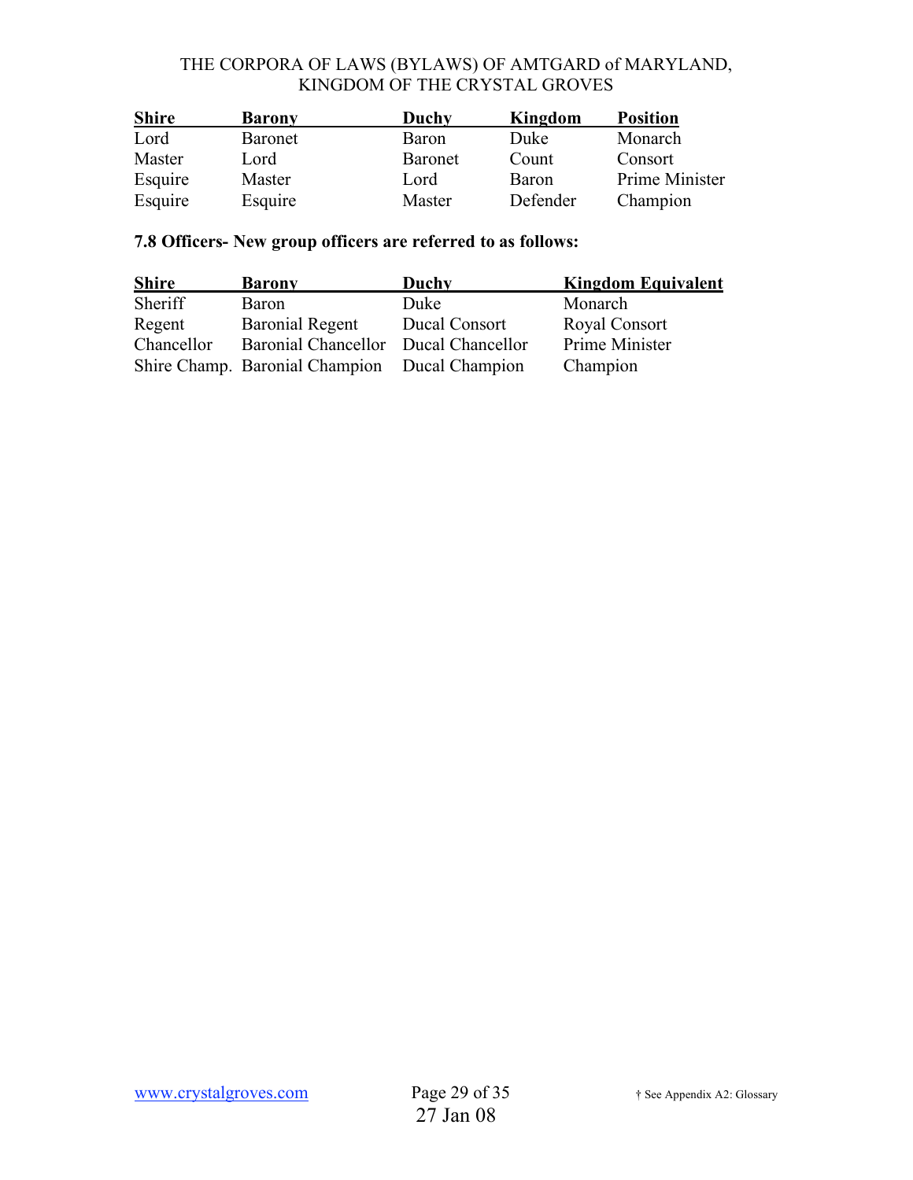| Shire | Barony | Duchy | Kingdom | Position |
|---|---|---|---|---|
| Lord | Baronet | Baron | Duke | Monarch |
| Master | Lord | Baronet | Count | Consort |
| Esquire | Master | Lord | Baron | Prime Minister |
| Esquire | Esquire | Master | Defender | Champion |

**7.8 Officers- New group officers are referred to as follows:**

| Shire | Barony | Duchy | Kingdom Equivalent |
|---|---|---|---|
| Sheriff | Baron | Duke | Monarch |
| Regent | Baronial Regent | Ducal Consort | Royal Consort |
| Chancellor | Baronial Chancellor | Ducal Chancellor | Prime Minister |
| Shire Champ. | Baronial Champion | Ducal Champion | Champion |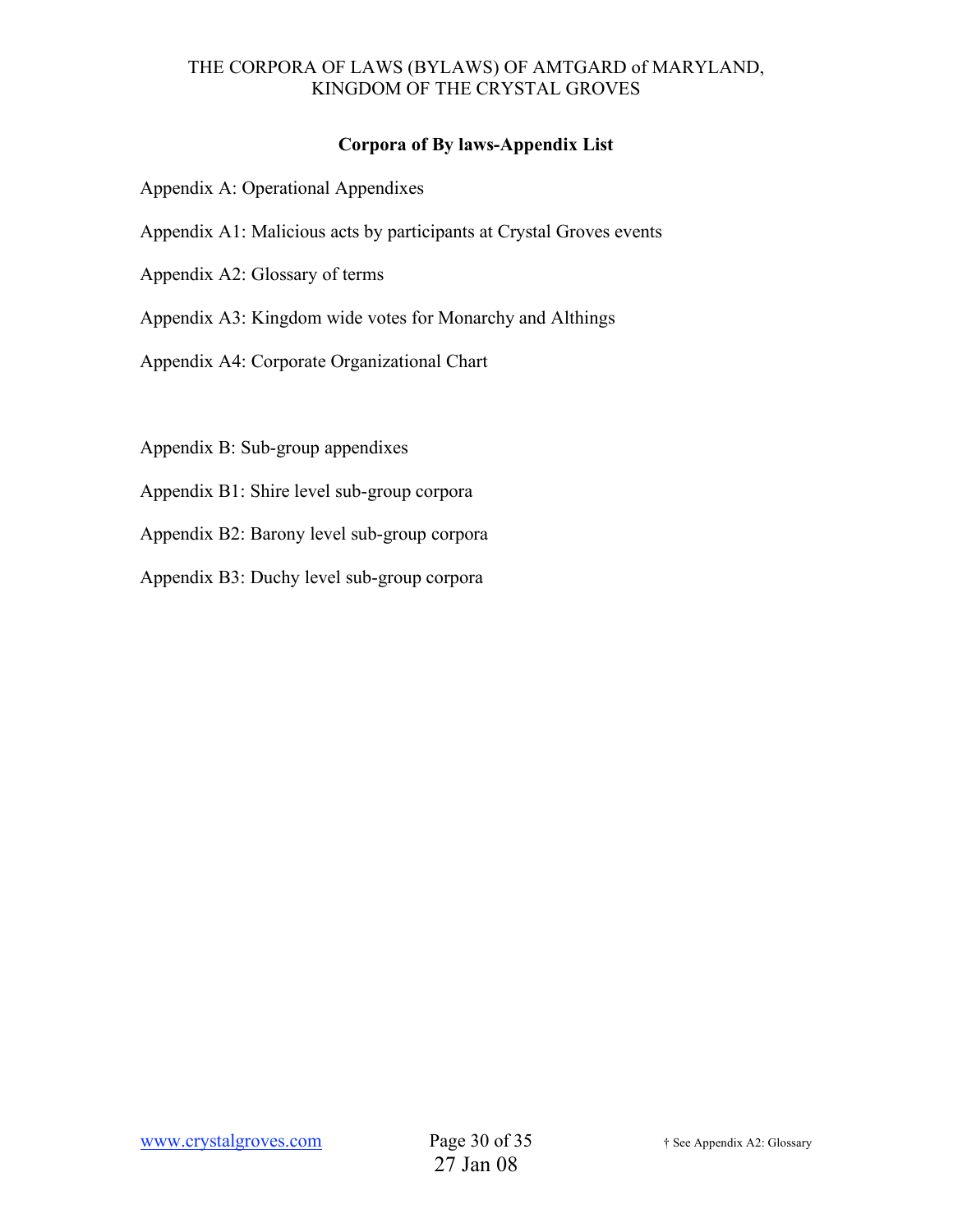## Corpora of By laws-Appendix List

Appendix A: Operational Appendixes

Appendix A1: Malicious acts by participants at Crystal Groves events

Appendix A2: Glossary of terms

Appendix A3: Kingdom wide votes for Monarchy and Althings

Appendix A4: Corporate Organizational Chart

Appendix B: Sub-group appendixes

Appendix B1: Shire level sub-group corpora

Appendix B2: Barony level sub-group corpora

Appendix B3: Duchy level sub-group corpora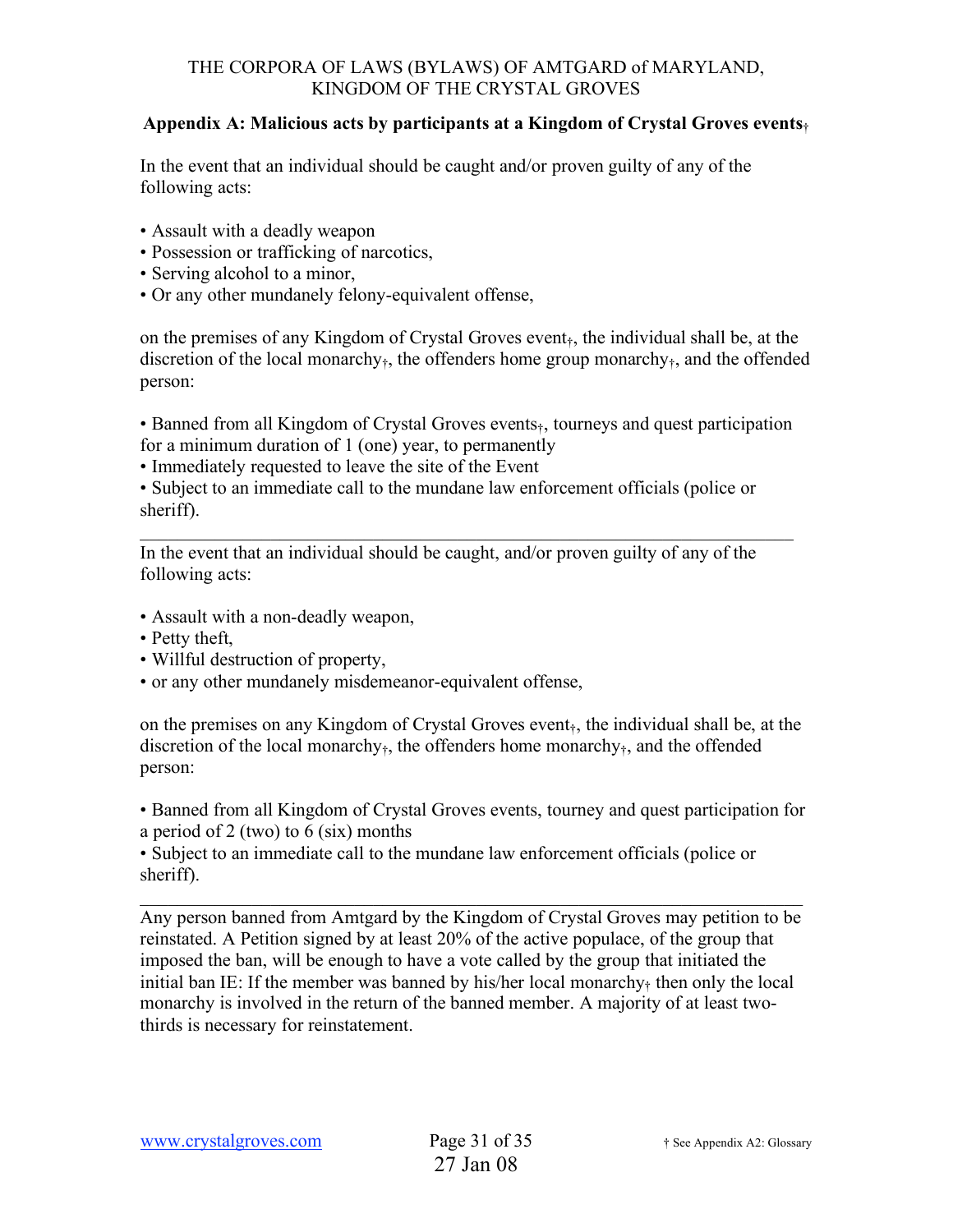THE CORPORA OF LAWS (BYLAWS) OF AMTGARD of MARYLAND, KINGDOM OF THE CRYSTAL GROVES

**Appendix A: Malicious acts by participants at a Kingdom of Crystal Groves events†**

In the event that an individual should be caught and/or proven guilty of any of the following acts:

- Assault with a deadly weapon
- Possession or trafficking of narcotics,
- Serving alcohol to a minor,
- Or any other mundanely felony-equivalent offense,

on the premises of any Kingdom of Crystal Groves event†, the individual shall be, at the discretion of the local monarchy†, the offenders home group monarchy†, and the offended person:

- Banned from all Kingdom of Crystal Groves events†, tourneys and quest participation for a minimum duration of 1 (one) year, to permanently
- Immediately requested to leave the site of the Event
- Subject to an immediate call to the mundane law enforcement officials (police or sheriff).

---

In the event that an individual should be caught, and/or proven guilty of any of the following acts:

- Assault with a non-deadly weapon,
- Petty theft,
- Willful destruction of property,
- or any other mundanely misdemeanor-equivalent offense,

on the premises on any Kingdom of Crystal Groves event†, the individual shall be, at the discretion of the local monarchy†, the offenders home monarchy†, and the offended person:

- Banned from all Kingdom of Crystal Groves events, tourney and quest participation for a period of 2 (two) to 6 (six) months
- Subject to an immediate call to the mundane law enforcement officials (police or sheriff).

---

Any person banned from Amtgard by the Kingdom of Crystal Groves may petition to be reinstated. A Petition signed by at least 20% of the active populace, of the group that imposed the ban, will be enough to have a vote called by the group that initiated the initial ban IE: If the member was banned by his/her local monarchy† then only the local monarchy is involved in the return of the banned member. A majority of at least two-thirds is necessary for reinstatement.

† See Appendix A2: Glossary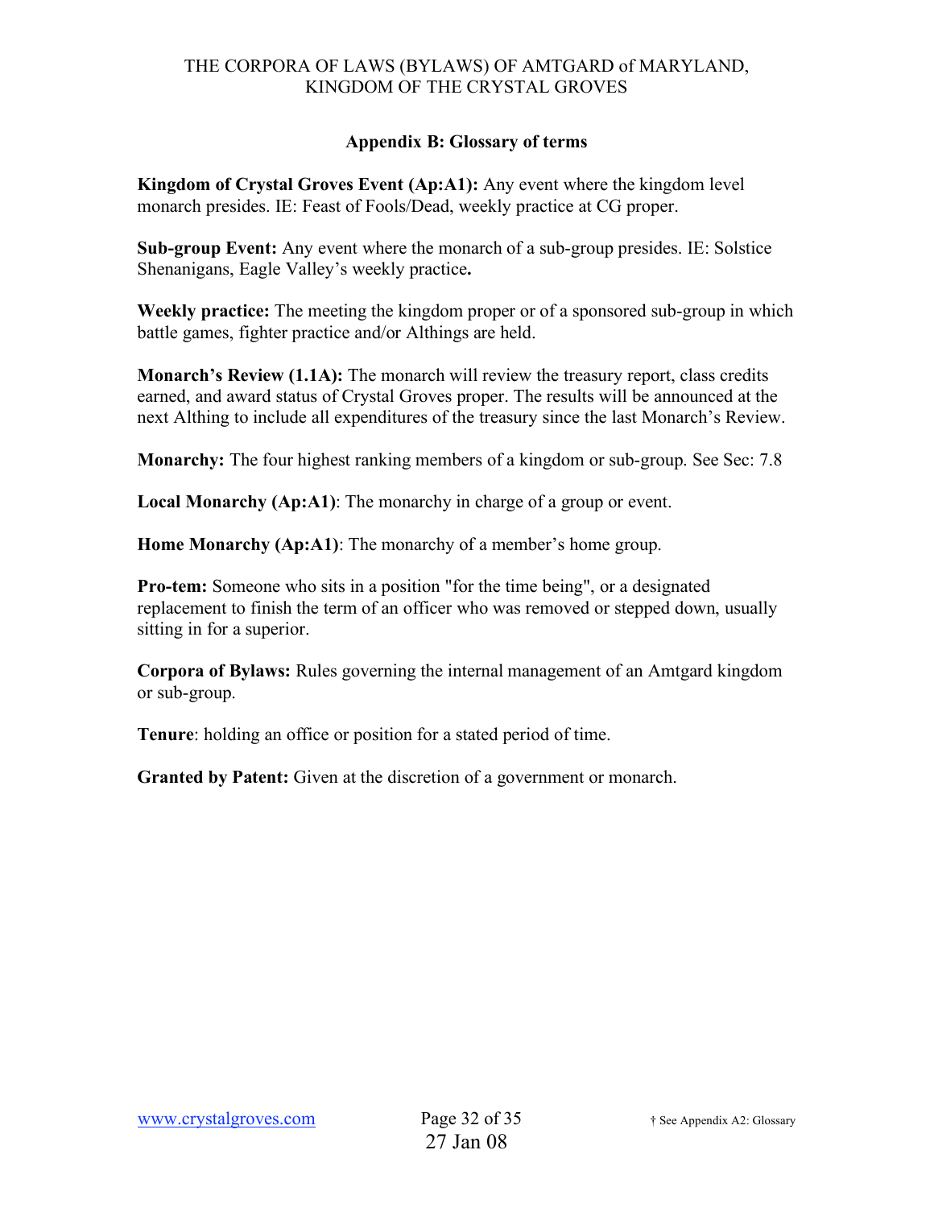## Appendix B: Glossary of terms

**Kingdom of Crystal Groves Event (Ap:A1):** Any event where the kingdom level monarch presides. IE: Feast of Fools/Dead, weekly practice at CG proper.

**Sub-group Event:** Any event where the monarch of a sub-group presides. IE: Solstice Shenanigans, Eagle Valley's weekly practice**.**

**Weekly practice:** The meeting the kingdom proper or of a sponsored sub-group in which battle games, fighter practice and/or Althings are held.

**Monarch's Review (1.1A):** The monarch will review the treasury report, class credits earned, and award status of Crystal Groves proper. The results will be announced at the next Althing to include all expenditures of the treasury since the last Monarch's Review.

**Monarchy:** The four highest ranking members of a kingdom or sub-group. See Sec: 7.8

**Local Monarchy (Ap:A1)**: The monarchy in charge of a group or event.

**Home Monarchy (Ap:A1)**: The monarchy of a member's home group.

**Pro-tem:** Someone who sits in a position "for the time being", or a designated replacement to finish the term of an officer who was removed or stepped down, usually sitting in for a superior.

**Corpora of Bylaws:** Rules governing the internal management of an Amtgard kingdom or sub-group.

**Tenure**: holding an office or position for a stated period of time.

**Granted by Patent:** Given at the discretion of a government or monarch.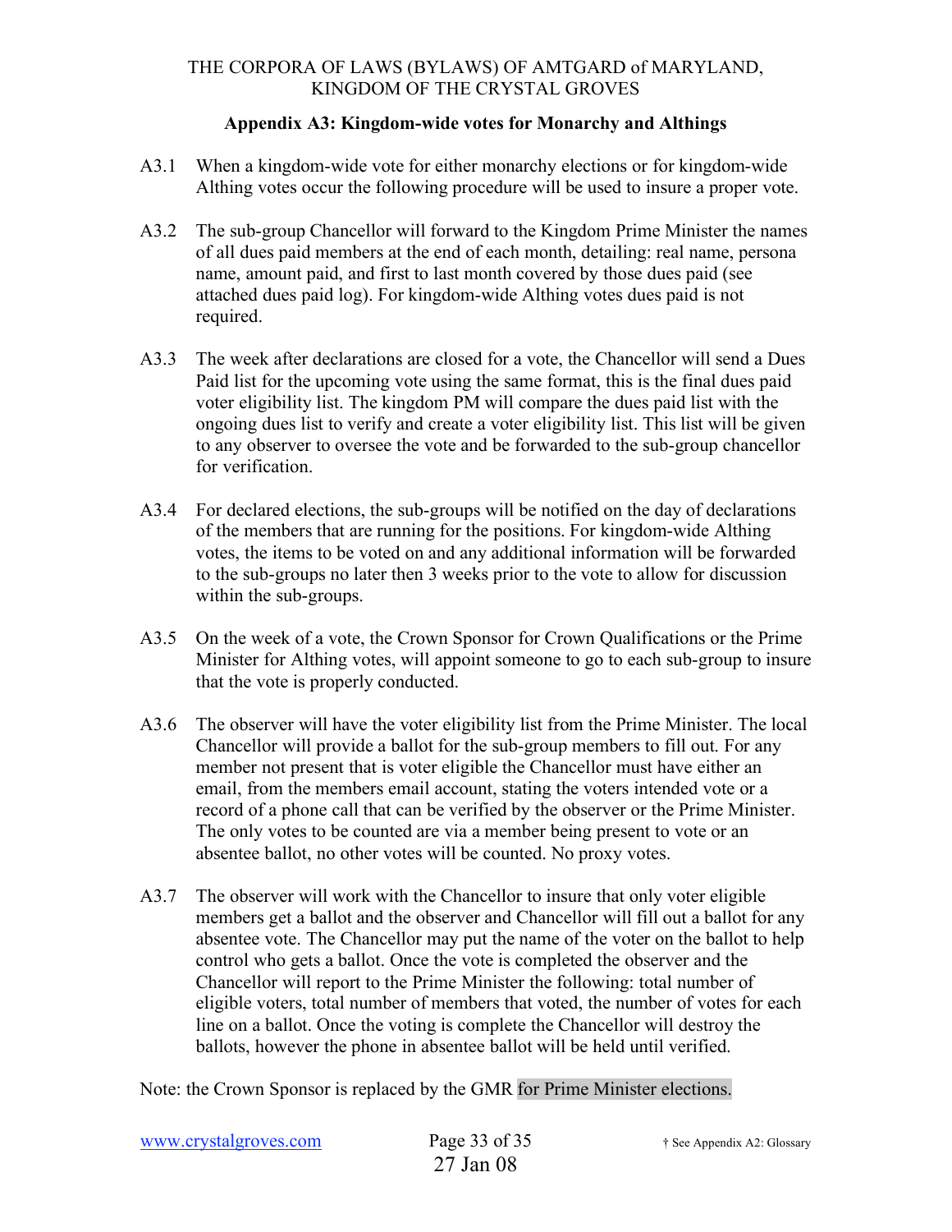## Appendix A3: Kingdom-wide votes for Monarchy and Althings

A3.1 When a kingdom-wide vote for either monarchy elections or for kingdom-wide Althing votes occur the following procedure will be used to insure a proper vote.

A3.2 The sub-group Chancellor will forward to the Kingdom Prime Minister the names of all dues paid members at the end of each month, detailing: real name, persona name, amount paid, and first to last month covered by those dues paid (see attached dues paid log). For kingdom-wide Althing votes dues paid is not required.

A3.3 The week after declarations are closed for a vote, the Chancellor will send a Dues Paid list for the upcoming vote using the same format, this is the final dues paid voter eligibility list. The kingdom PM will compare the dues paid list with the ongoing dues list to verify and create a voter eligibility list. This list will be given to any observer to oversee the vote and be forwarded to the sub-group chancellor for verification.

A3.4 For declared elections, the sub-groups will be notified on the day of declarations of the members that are running for the positions. For kingdom-wide Althing votes, the items to be voted on and any additional information will be forwarded to the sub-groups no later then 3 weeks prior to the vote to allow for discussion within the sub-groups.

A3.5 On the week of a vote, the Crown Sponsor for Crown Qualifications or the Prime Minister for Althing votes, will appoint someone to go to each sub-group to insure that the vote is properly conducted.

A3.6 The observer will have the voter eligibility list from the Prime Minister. The local Chancellor will provide a ballot for the sub-group members to fill out. For any member not present that is voter eligible the Chancellor must have either an email, from the members email account, stating the voters intended vote or a record of a phone call that can be verified by the observer or the Prime Minister. The only votes to be counted are via a member being present to vote or an absentee ballot, no other votes will be counted. No proxy votes.

A3.7 The observer will work with the Chancellor to insure that only voter eligible members get a ballot and the observer and Chancellor will fill out a ballot for any absentee vote. The Chancellor may put the name of the voter on the ballot to help control who gets a ballot. Once the vote is completed the observer and the Chancellor will report to the Prime Minister the following: total number of eligible voters, total number of members that voted, the number of votes for each line on a ballot. Once the voting is complete the Chancellor will destroy the ballots, however the phone in absentee ballot will be held until verified.

Note: the Crown Sponsor is replaced by the GMR for Prime Minister elections.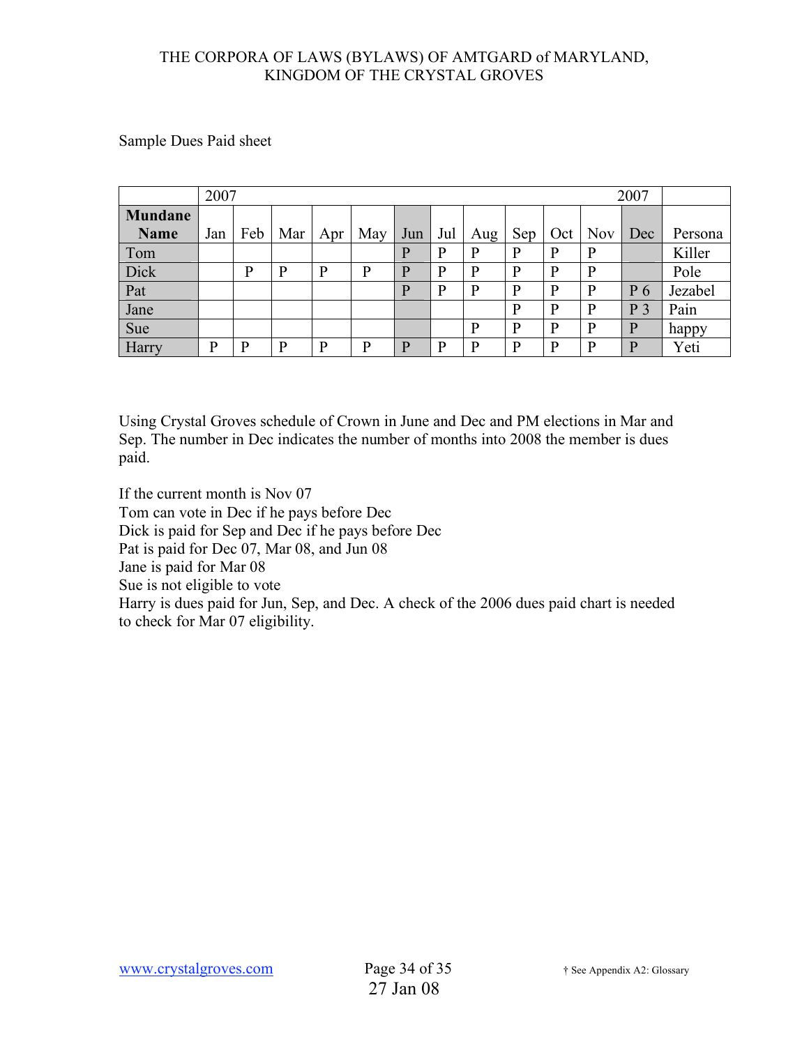Sample Dues Paid sheet

| | 2007 | | | | | | | | | | | 2007 | |
|---|---|---|---|---|---|---|---|---|---|---|---|---|---|
| **Mundane Name** | Jan | Feb | Mar | Apr | May | Jun | Jul | Aug | Sep | Oct | Nov | Dec | Persona |
| Tom | | | | | | P | P | P | P | P | P | | Killer |
| Dick | | P | P | P | P | P | P | P | P | P | P | | Pole |
| Pat | | | | | | P | P | P | P | P | P | P 6 | Jezabel |
| Jane | | | | | | | | | P | P | P | P 3 | Pain |
| Sue | | | | | | | | P | P | P | P | P | happy |
| Harry | P | P | P | P | P | P | P | P | P | P | P | P | Yeti |

Using Crystal Groves schedule of Crown in June and Dec and PM elections in Mar and Sep. The number in Dec indicates the number of months into 2008 the member is dues paid.

If the current month is Nov 07
Tom can vote in Dec if he pays before Dec
Dick is paid for Sep and Dec if he pays before Dec
Pat is paid for Dec 07, Mar 08, and Jun 08
Jane is paid for Mar 08
Sue is not eligible to vote
Harry is dues paid for Jun, Sep, and Dec. A check of the 2006 dues paid chart is needed to check for Mar 07 eligibility.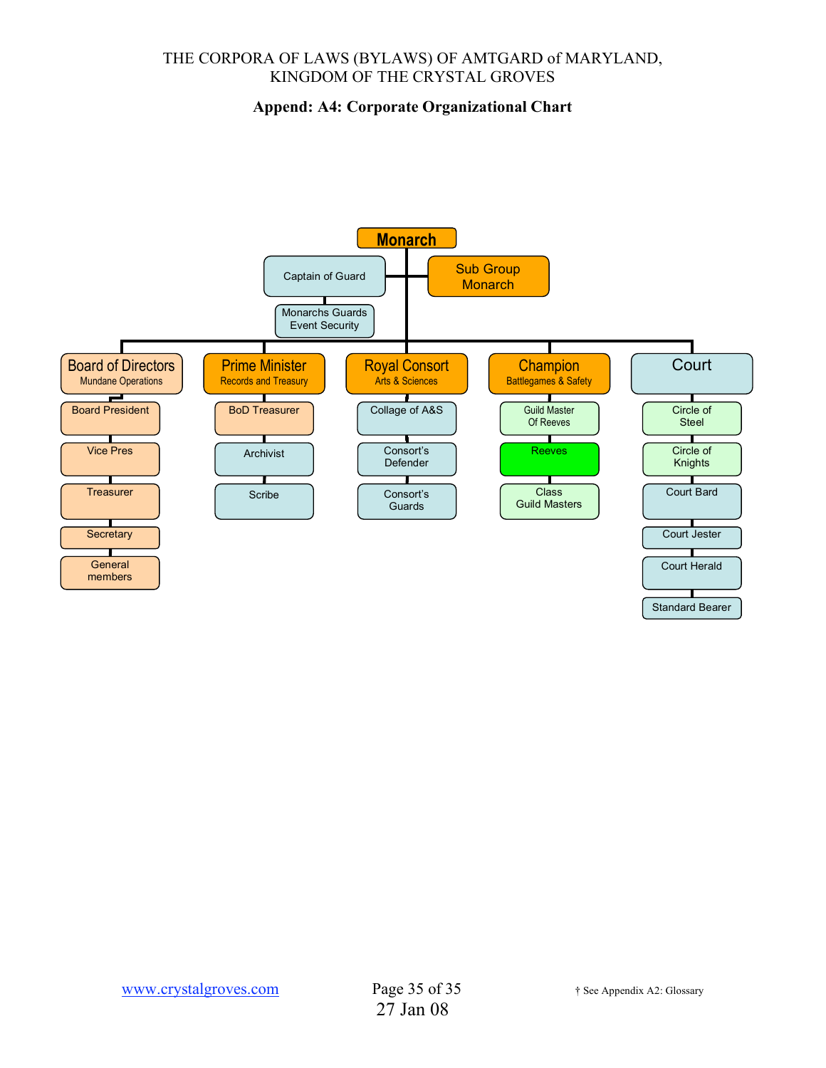THE CORPORA OF LAWS (BYLAWS) OF AMTGARD of MARYLAND, KINGDOM OF THE CRYSTAL GROVES

## Append: A4: Corporate Organizational Chart

Monarch

Captain of Guard

Sub Group Monarch

Monarchs Guards Event Security

Board of Directors
Mundane Operations

Board President

Vice Pres

Treasurer

Secretary

General members

Prime Minister
Records and Treasury

BoD Treasurer

Archivist

Scribe

Royal Consort
Arts & Sciences

Collage of A&S

Consort's Defender

Consort's Guards

Champion
Battlegames & Safety

Guild Master Of Reeves

Reeves

Class Guild Masters

Court

Circle of Steel

Circle of Knights

Court Bard

Court Jester

Court Herald

Standard Bearer

www.crystalgroves.com

27 Jan 08

† See Appendix A2: Glossary